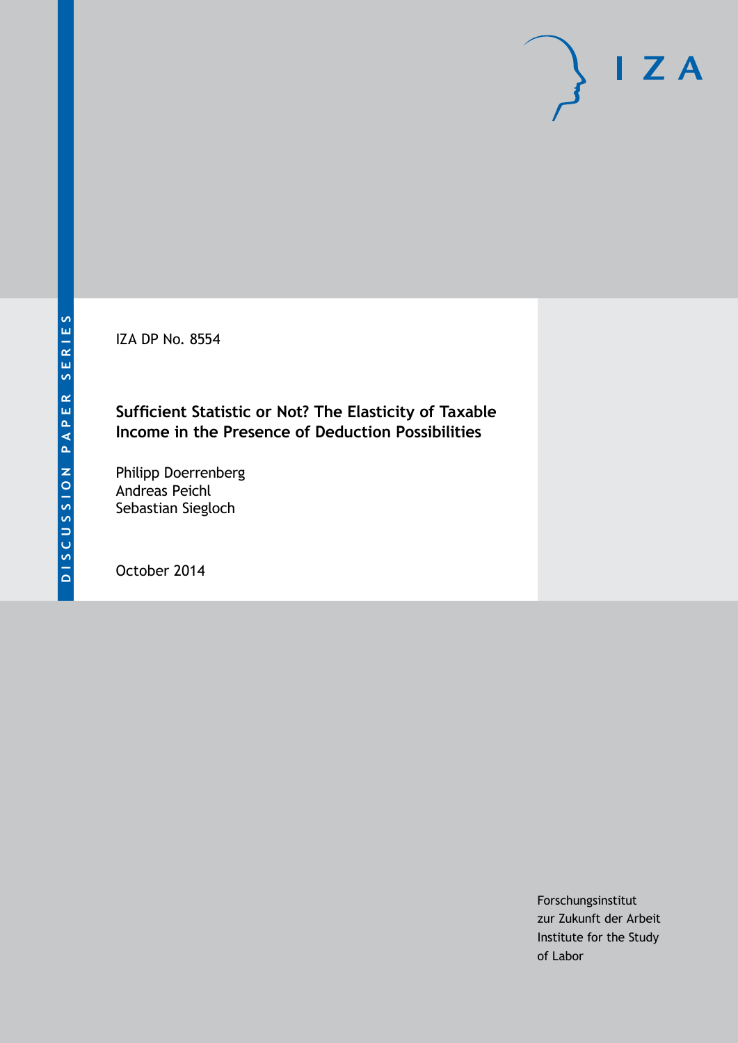DISCUSSION PAPER SERIES

IZA

IZA DP No. 8554

**Sufficient Statistic or Not? The Elasticity of Taxable Income in the Presence of Deduction Possibilities**

Philipp Doerrenberg
Andreas Peichl
Sebastian Siegloch

October 2014

Forschungsinstitut
zur Zukunft der Arbeit
Institute for the Study
of Labor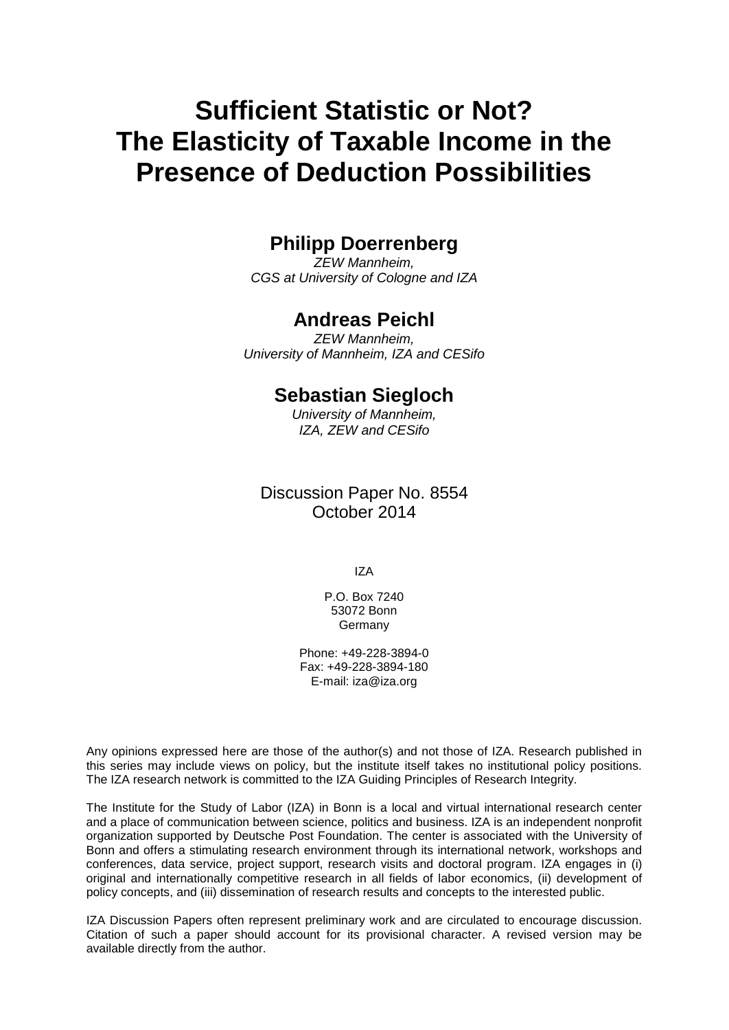# Sufficient Statistic or Not? The Elasticity of Taxable Income in the Presence of Deduction Possibilities

## Philipp Doerrenberg

*ZEW Mannheim,*
*CGS at University of Cologne and IZA*

## Andreas Peichl

*ZEW Mannheim,*
*University of Mannheim, IZA and CESifo*

## Sebastian Siegloch

*University of Mannheim,*
*IZA, ZEW and CESifo*

Discussion Paper No. 8554
October 2014

IZA

P.O. Box 7240
53072 Bonn
Germany

Phone: +49-228-3894-0
Fax: +49-228-3894-180
E-mail: iza@iza.org

Any opinions expressed here are those of the author(s) and not those of IZA. Research published in this series may include views on policy, but the institute itself takes no institutional policy positions. The IZA research network is committed to the IZA Guiding Principles of Research Integrity.

The Institute for the Study of Labor (IZA) in Bonn is a local and virtual international research center and a place of communication between science, politics and business. IZA is an independent nonprofit organization supported by Deutsche Post Foundation. The center is associated with the University of Bonn and offers a stimulating research environment through its international network, workshops and conferences, data service, project support, research visits and doctoral program. IZA engages in (i) original and internationally competitive research in all fields of labor economics, (ii) development of policy concepts, and (iii) dissemination of research results and concepts to the interested public.

IZA Discussion Papers often represent preliminary work and are circulated to encourage discussion. Citation of such a paper should account for its provisional character. A revised version may be available directly from the author.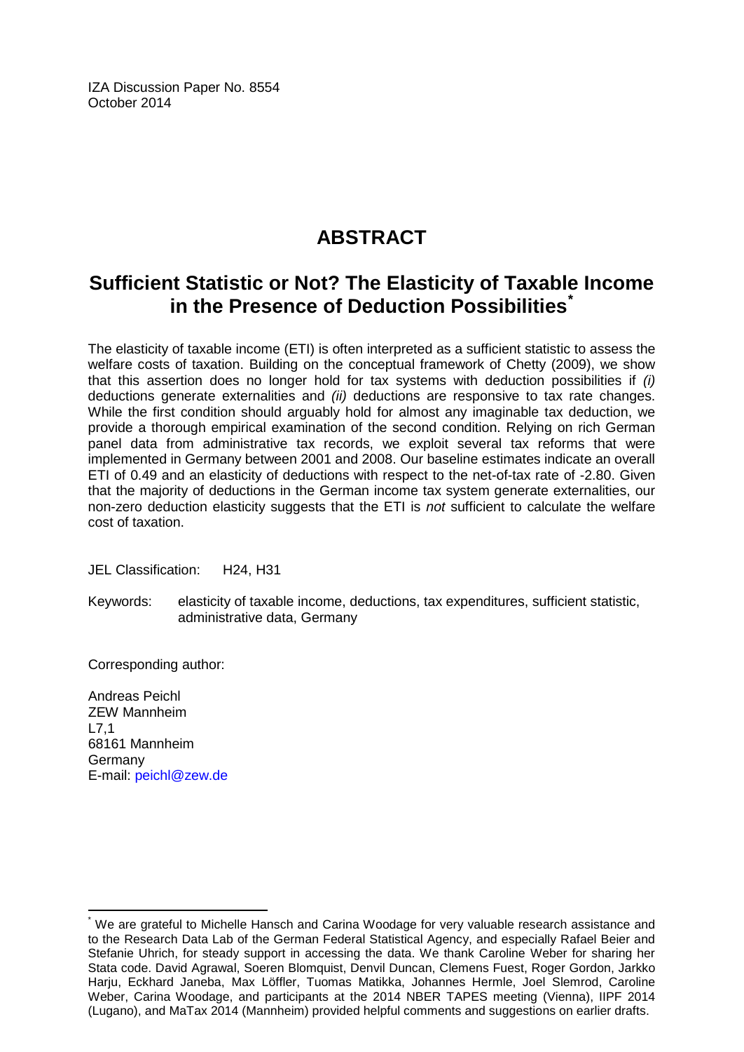IZA Discussion Paper No. 8554
October 2014

# ABSTRACT

## Sufficient Statistic or Not? The Elasticity of Taxable Income in the Presence of Deduction Possibilities[*]

The elasticity of taxable income (ETI) is often interpreted as a sufficient statistic to assess the welfare costs of taxation. Building on the conceptual framework of Chetty (2009), we show that this assertion does no longer hold for tax systems with deduction possibilities if *(i)* deductions generate externalities and *(ii)* deductions are responsive to tax rate changes. While the first condition should arguably hold for almost any imaginable tax deduction, we provide a thorough empirical examination of the second condition. Relying on rich German panel data from administrative tax records, we exploit several tax reforms that were implemented in Germany between 2001 and 2008. Our baseline estimates indicate an overall ETI of 0.49 and an elasticity of deductions with respect to the net-of-tax rate of -2.80. Given that the majority of deductions in the German income tax system generate externalities, our non-zero deduction elasticity suggests that the ETI is *not* sufficient to calculate the welfare cost of taxation.

JEL Classification: H24, H31

Keywords: elasticity of taxable income, deductions, tax expenditures, sufficient statistic, administrative data, Germany

Corresponding author:

Andreas Peichl
ZEW Mannheim
L7,1
68161 Mannheim
Germany
E-mail: peichl@zew.de

[*] We are grateful to Michelle Hansch and Carina Woodage for very valuable research assistance and to the Research Data Lab of the German Federal Statistical Agency, and especially Rafael Beier and Stefanie Uhrich, for steady support in accessing the data. We thank Caroline Weber for sharing her Stata code. David Agrawal, Soeren Blomquist, Denvil Duncan, Clemens Fuest, Roger Gordon, Jarkko Harju, Eckhard Janeba, Max Löffler, Tuomas Matikka, Johannes Hermle, Joel Slemrod, Caroline Weber, Carina Woodage, and participants at the 2014 NBER TAPES meeting (Vienna), IIPF 2014 (Lugano), and MaTax 2014 (Mannheim) provided helpful comments and suggestions on earlier drafts.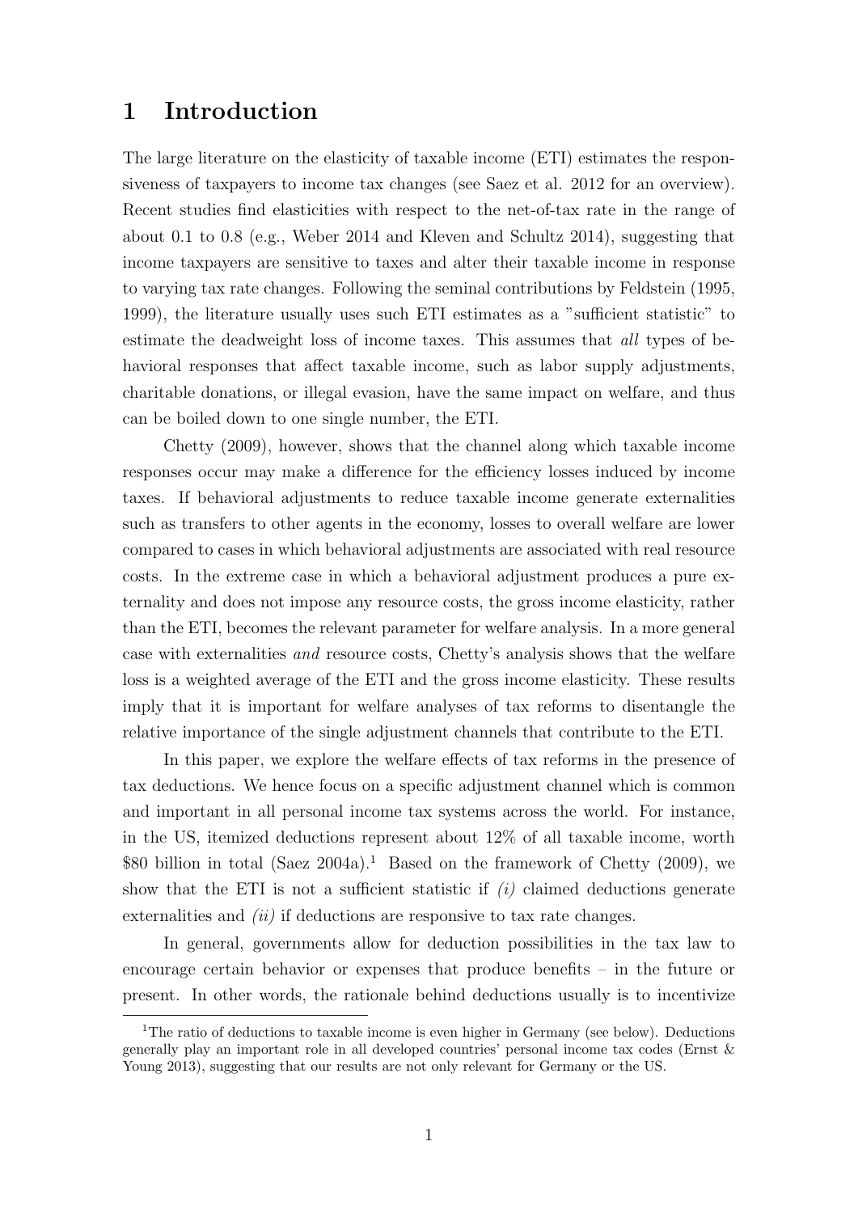# 1 Introduction

The large literature on the elasticity of taxable income (ETI) estimates the responsiveness of taxpayers to income tax changes (see Saez et al. 2012 for an overview). Recent studies find elasticities with respect to the net-of-tax rate in the range of about 0.1 to 0.8 (e.g., Weber 2014 and Kleven and Schultz 2014), suggesting that income taxpayers are sensitive to taxes and alter their taxable income in response to varying tax rate changes. Following the seminal contributions by Feldstein (1995, 1999), the literature usually uses such ETI estimates as a "sufficient statistic" to estimate the deadweight loss of income taxes. This assumes that *all* types of behavioral responses that affect taxable income, such as labor supply adjustments, charitable donations, or illegal evasion, have the same impact on welfare, and thus can be boiled down to one single number, the ETI.

Chetty (2009), however, shows that the channel along which taxable income responses occur may make a difference for the efficiency losses induced by income taxes. If behavioral adjustments to reduce taxable income generate externalities such as transfers to other agents in the economy, losses to overall welfare are lower compared to cases in which behavioral adjustments are associated with real resource costs. In the extreme case in which a behavioral adjustment produces a pure externality and does not impose any resource costs, the gross income elasticity, rather than the ETI, becomes the relevant parameter for welfare analysis. In a more general case with externalities *and* resource costs, Chetty's analysis shows that the welfare loss is a weighted average of the ETI and the gross income elasticity. These results imply that it is important for welfare analyses of tax reforms to disentangle the relative importance of the single adjustment channels that contribute to the ETI.

In this paper, we explore the welfare effects of tax reforms in the presence of tax deductions. We hence focus on a specific adjustment channel which is common and important in all personal income tax systems across the world. For instance, in the US, itemized deductions represent about 12% of all taxable income, worth \$80 billion in total (Saez 2004a).[1] Based on the framework of Chetty (2009), we show that the ETI is not a sufficient statistic if *(i)* claimed deductions generate externalities and *(ii)* if deductions are responsive to tax rate changes.

In general, governments allow for deduction possibilities in the tax law to encourage certain behavior or expenses that produce benefits – in the future or present. In other words, the rationale behind deductions usually is to incentivize

[1] The ratio of deductions to taxable income is even higher in Germany (see below). Deductions generally play an important role in all developed countries' personal income tax codes (Ernst & Young 2013), suggesting that our results are not only relevant for Germany or the US.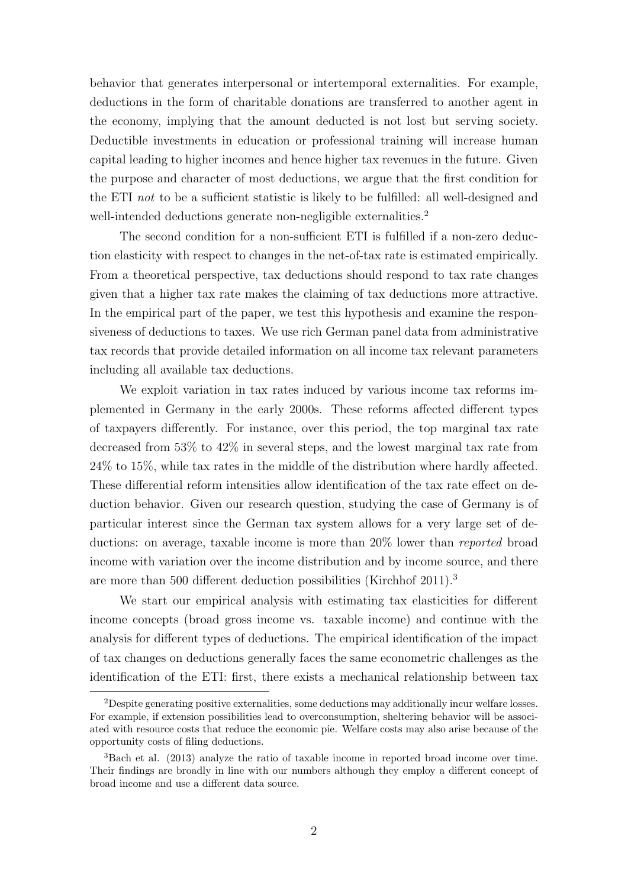behavior that generates interpersonal or intertemporal externalities. For example, deductions in the form of charitable donations are transferred to another agent in the economy, implying that the amount deducted is not lost but serving society. Deductible investments in education or professional training will increase human capital leading to higher incomes and hence higher tax revenues in the future. Given the purpose and character of most deductions, we argue that the first condition for the ETI *not* to be a sufficient statistic is likely to be fulfilled: all well-designed and well-intended deductions generate non-negligible externalities.[2]

The second condition for a non-sufficient ETI is fulfilled if a non-zero deduction elasticity with respect to changes in the net-of-tax rate is estimated empirically. From a theoretical perspective, tax deductions should respond to tax rate changes given that a higher tax rate makes the claiming of tax deductions more attractive. In the empirical part of the paper, we test this hypothesis and examine the responsiveness of deductions to taxes. We use rich German panel data from administrative tax records that provide detailed information on all income tax relevant parameters including all available tax deductions.

We exploit variation in tax rates induced by various income tax reforms implemented in Germany in the early 2000s. These reforms affected different types of taxpayers differently. For instance, over this period, the top marginal tax rate decreased from 53% to 42% in several steps, and the lowest marginal tax rate from 24% to 15%, while tax rates in the middle of the distribution where hardly affected. These differential reform intensities allow identification of the tax rate effect on deduction behavior. Given our research question, studying the case of Germany is of particular interest since the German tax system allows for a very large set of deductions: on average, taxable income is more than 20% lower than *reported* broad income with variation over the income distribution and by income source, and there are more than 500 different deduction possibilities (Kirchhof 2011).[3]

We start our empirical analysis with estimating tax elasticities for different income concepts (broad gross income vs. taxable income) and continue with the analysis for different types of deductions. The empirical identification of the impact of tax changes on deductions generally faces the same econometric challenges as the identification of the ETI: first, there exists a mechanical relationship between tax

[2] Despite generating positive externalities, some deductions may additionally incur welfare losses. For example, if extension possibilities lead to overconsumption, sheltering behavior will be associated with resource costs that reduce the economic pie. Welfare costs may also arise because of the opportunity costs of filing deductions.

[3] Bach et al. (2013) analyze the ratio of taxable income in reported broad income over time. Their findings are broadly in line with our numbers although they employ a different concept of broad income and use a different data source.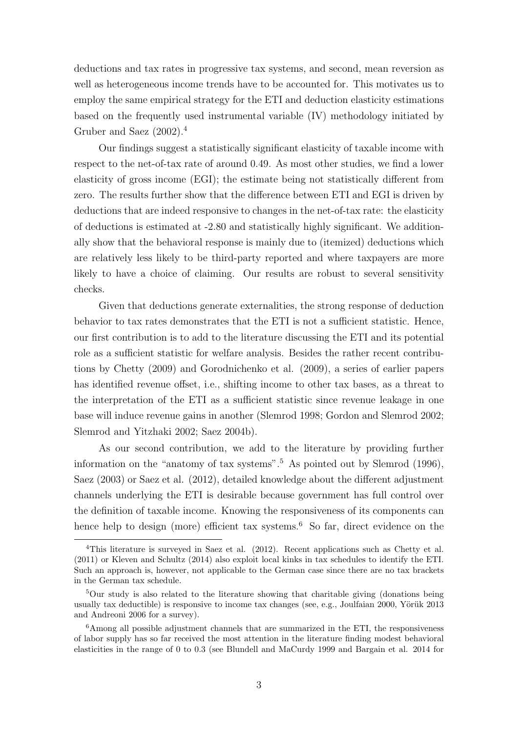deductions and tax rates in progressive tax systems, and second, mean reversion as well as heterogeneous income trends have to be accounted for. This motivates us to employ the same empirical strategy for the ETI and deduction elasticity estimations based on the frequently used instrumental variable (IV) methodology initiated by Gruber and Saez (2002).[4]

Our findings suggest a statistically significant elasticity of taxable income with respect to the net-of-tax rate of around 0.49. As most other studies, we find a lower elasticity of gross income (EGI); the estimate being not statistically different from zero. The results further show that the difference between ETI and EGI is driven by deductions that are indeed responsive to changes in the net-of-tax rate: the elasticity of deductions is estimated at -2.80 and statistically highly significant. We additionally show that the behavioral response is mainly due to (itemized) deductions which are relatively less likely to be third-party reported and where taxpayers are more likely to have a choice of claiming. Our results are robust to several sensitivity checks.

Given that deductions generate externalities, the strong response of deduction behavior to tax rates demonstrates that the ETI is not a sufficient statistic. Hence, our first contribution is to add to the literature discussing the ETI and its potential role as a sufficient statistic for welfare analysis. Besides the rather recent contributions by Chetty (2009) and Gorodnichenko et al. (2009), a series of earlier papers has identified revenue offset, i.e., shifting income to other tax bases, as a threat to the interpretation of the ETI as a sufficient statistic since revenue leakage in one base will induce revenue gains in another (Slemrod 1998; Gordon and Slemrod 2002; Slemrod and Yitzhaki 2002; Saez 2004b).

As our second contribution, we add to the literature by providing further information on the "anatomy of tax systems".[5] As pointed out by Slemrod (1996), Saez (2003) or Saez et al. (2012), detailed knowledge about the different adjustment channels underlying the ETI is desirable because government has full control over the definition of taxable income. Knowing the responsiveness of its components can hence help to design (more) efficient tax systems.[6] So far, direct evidence on the

[4] This literature is surveyed in Saez et al. (2012). Recent applications such as Chetty et al. (2011) or Kleven and Schultz (2014) also exploit local kinks in tax schedules to identify the ETI. Such an approach is, however, not applicable to the German case since there are no tax brackets in the German tax schedule.

[5] Our study is also related to the literature showing that charitable giving (donations being usually tax deductible) is responsive to income tax changes (see, e.g., Joulfaian 2000, Yörük 2013 and Andreoni 2006 for a survey).

[6] Among all possible adjustment channels that are summarized in the ETI, the responsiveness of labor supply has so far received the most attention in the literature finding modest behavioral elasticities in the range of 0 to 0.3 (see Blundell and MaCurdy 1999 and Bargain et al. 2014 for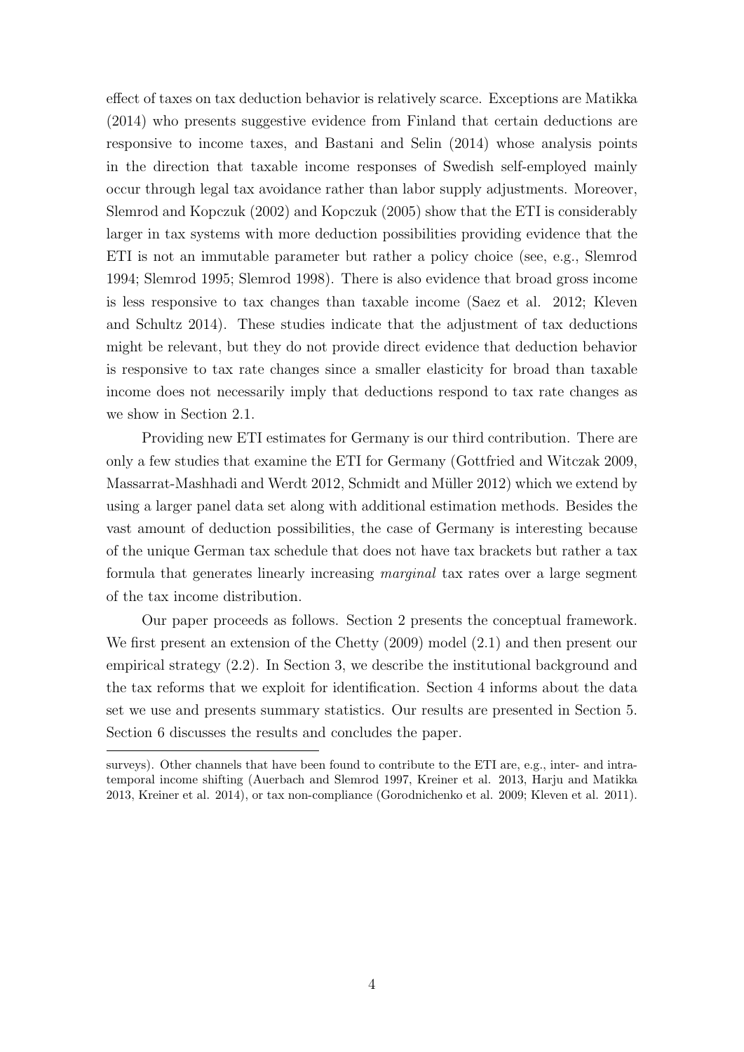effect of taxes on tax deduction behavior is relatively scarce. Exceptions are Matikka (2014) who presents suggestive evidence from Finland that certain deductions are responsive to income taxes, and Bastani and Selin (2014) whose analysis points in the direction that taxable income responses of Swedish self-employed mainly occur through legal tax avoidance rather than labor supply adjustments. Moreover, Slemrod and Kopczuk (2002) and Kopczuk (2005) show that the ETI is considerably larger in tax systems with more deduction possibilities providing evidence that the ETI is not an immutable parameter but rather a policy choice (see, e.g., Slemrod 1994; Slemrod 1995; Slemrod 1998). There is also evidence that broad gross income is less responsive to tax changes than taxable income (Saez et al. 2012; Kleven and Schultz 2014). These studies indicate that the adjustment of tax deductions might be relevant, but they do not provide direct evidence that deduction behavior is responsive to tax rate changes since a smaller elasticity for broad than taxable income does not necessarily imply that deductions respond to tax rate changes as we show in Section 2.1.

Providing new ETI estimates for Germany is our third contribution. There are only a few studies that examine the ETI for Germany (Gottfried and Witczak 2009, Massarrat-Mashhadi and Werdt 2012, Schmidt and Müller 2012) which we extend by using a larger panel data set along with additional estimation methods. Besides the vast amount of deduction possibilities, the case of Germany is interesting because of the unique German tax schedule that does not have tax brackets but rather a tax formula that generates linearly increasing *marginal* tax rates over a large segment of the tax income distribution.

Our paper proceeds as follows. Section 2 presents the conceptual framework. We first present an extension of the Chetty (2009) model (2.1) and then present our empirical strategy (2.2). In Section 3, we describe the institutional background and the tax reforms that we exploit for identification. Section 4 informs about the data set we use and presents summary statistics. Our results are presented in Section 5. Section 6 discusses the results and concludes the paper.

---

surveys). Other channels that have been found to contribute to the ETI are, e.g., inter- and intratemporal income shifting (Auerbach and Slemrod 1997, Kreiner et al. 2013, Harju and Matikka 2013, Kreiner et al. 2014), or tax non-compliance (Gorodnichenko et al. 2009; Kleven et al. 2011).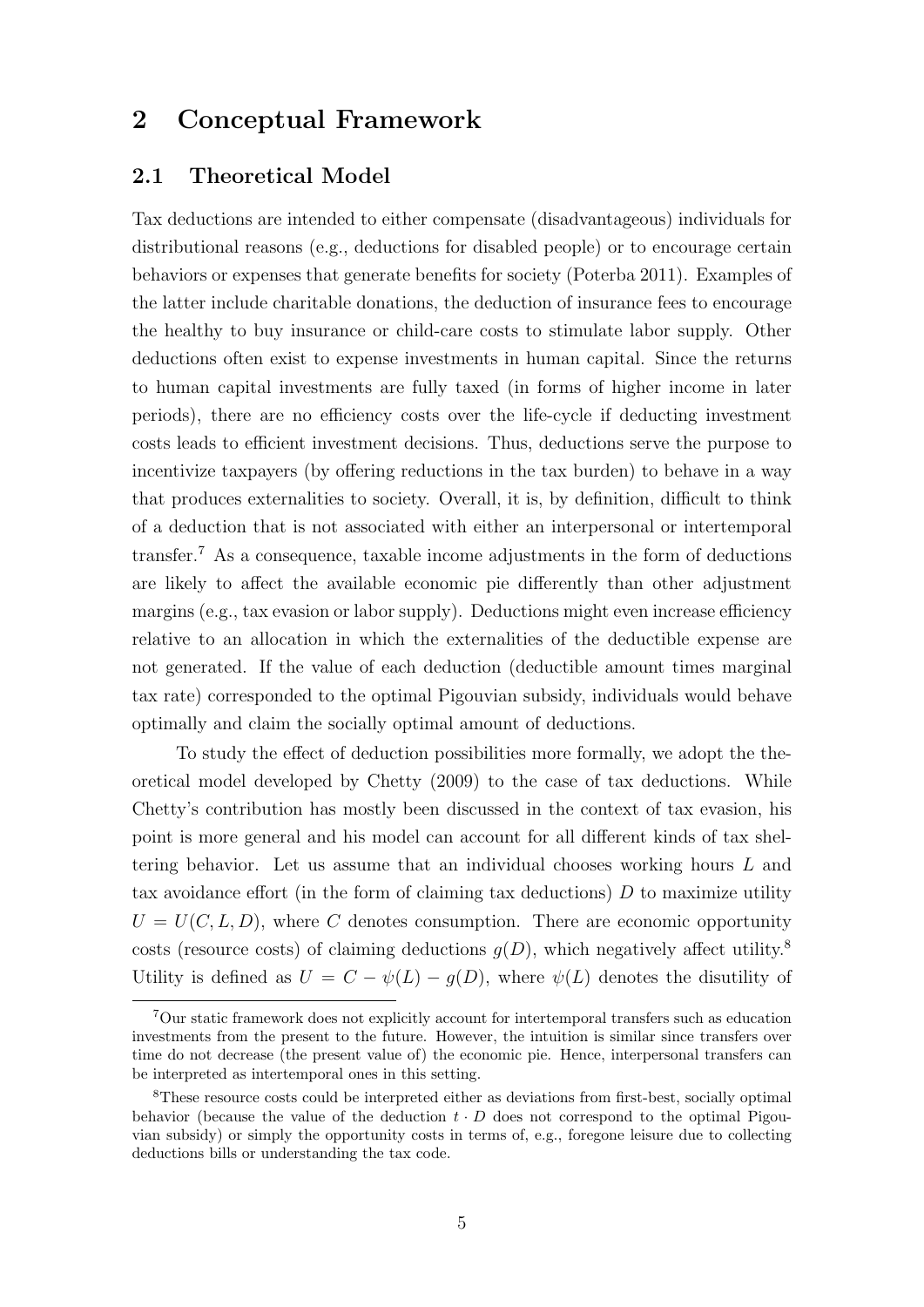# 2 Conceptual Framework

## 2.1 Theoretical Model

Tax deductions are intended to either compensate (disadvantageous) individuals for distributional reasons (e.g., deductions for disabled people) or to encourage certain behaviors or expenses that generate benefits for society (Poterba 2011). Examples of the latter include charitable donations, the deduction of insurance fees to encourage the healthy to buy insurance or child-care costs to stimulate labor supply. Other deductions often exist to expense investments in human capital. Since the returns to human capital investments are fully taxed (in forms of higher income in later periods), there are no efficiency costs over the life-cycle if deducting investment costs leads to efficient investment decisions. Thus, deductions serve the purpose to incentivize taxpayers (by offering reductions in the tax burden) to behave in a way that produces externalities to society. Overall, it is, by definition, difficult to think of a deduction that is not associated with either an interpersonal or intertemporal transfer.[7] As a consequence, taxable income adjustments in the form of deductions are likely to affect the available economic pie differently than other adjustment margins (e.g., tax evasion or labor supply). Deductions might even increase efficiency relative to an allocation in which the externalities of the deductible expense are not generated. If the value of each deduction (deductible amount times marginal tax rate) corresponded to the optimal Pigouvian subsidy, individuals would behave optimally and claim the socially optimal amount of deductions.

To study the effect of deduction possibilities more formally, we adopt the theoretical model developed by Chetty (2009) to the case of tax deductions. While Chetty's contribution has mostly been discussed in the context of tax evasion, his point is more general and his model can account for all different kinds of tax sheltering behavior. Let us assume that an individual chooses working hours $L$ and tax avoidance effort (in the form of claiming tax deductions) $D$ to maximize utility $U = U(C, L, D)$, where $C$ denotes consumption. There are economic opportunity costs (resource costs) of claiming deductions $g(D)$, which negatively affect utility.[8] Utility is defined as $U = C - \psi(L) - g(D)$, where $\psi(L)$ denotes the disutility of

[7] Our static framework does not explicitly account for intertemporal transfers such as education investments from the present to the future. However, the intuition is similar since transfers over time do not decrease (the present value of) the economic pie. Hence, interpersonal transfers can be interpreted as intertemporal ones in this setting.

[8] These resource costs could be interpreted either as deviations from first-best, socially optimal behavior (because the value of the deduction $t \cdot D$ does not correspond to the optimal Pigouvian subsidy) or simply the opportunity costs in terms of, e.g., foregone leisure due to collecting deductions bills or understanding the tax code.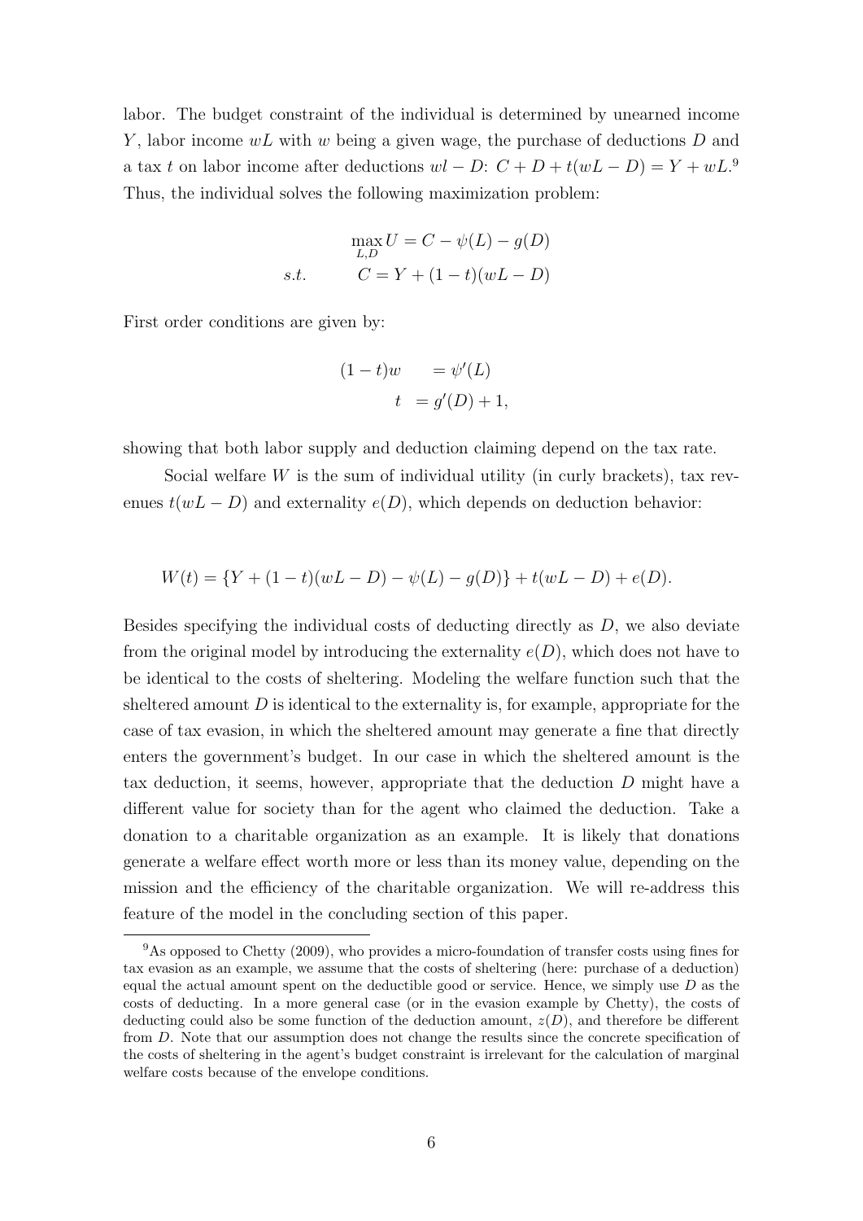labor. The budget constraint of the individual is determined by unearned income $Y$, labor income $wL$ with $w$ being a given wage, the purchase of deductions $D$ and a tax $t$ on labor income after deductions $wl - D$: $C + D + t(wL - D) = Y + wL$.[9] Thus, the individual solves the following maximization problem:

$$\max_{L,D} U = C - \psi(L) - g(D)$$
$$s.t. \qquad C = Y + (1-t)(wL - D)$$

First order conditions are given by:

$$(1-t)w = \psi'(L)$$
$$t = g'(D) + 1,$$

showing that both labor supply and deduction claiming depend on the tax rate.

Social welfare $W$ is the sum of individual utility (in curly brackets), tax revenues $t(wL - D)$ and externality $e(D)$, which depends on deduction behavior:

$$W(t) = \{Y + (1-t)(wL - D) - \psi(L) - g(D)\} + t(wL - D) + e(D).$$

Besides specifying the individual costs of deducting directly as $D$, we also deviate from the original model by introducing the externality $e(D)$, which does not have to be identical to the costs of sheltering. Modeling the welfare function such that the sheltered amount $D$ is identical to the externality is, for example, appropriate for the case of tax evasion, in which the sheltered amount may generate a fine that directly enters the government's budget. In our case in which the sheltered amount is the tax deduction, it seems, however, appropriate that the deduction $D$ might have a different value for society than for the agent who claimed the deduction. Take a donation to a charitable organization as an example. It is likely that donations generate a welfare effect worth more or less than its money value, depending on the mission and the efficiency of the charitable organization. We will re-address this feature of the model in the concluding section of this paper.

[9] As opposed to Chetty (2009), who provides a micro-foundation of transfer costs using fines for tax evasion as an example, we assume that the costs of sheltering (here: purchase of a deduction) equal the actual amount spent on the deductible good or service. Hence, we simply use $D$ as the costs of deducting. In a more general case (or in the evasion example by Chetty), the costs of deducting could also be some function of the deduction amount, $z(D)$, and therefore be different from $D$. Note that our assumption does not change the results since the concrete specification of the costs of sheltering in the agent's budget constraint is irrelevant for the calculation of marginal welfare costs because of the envelope conditions.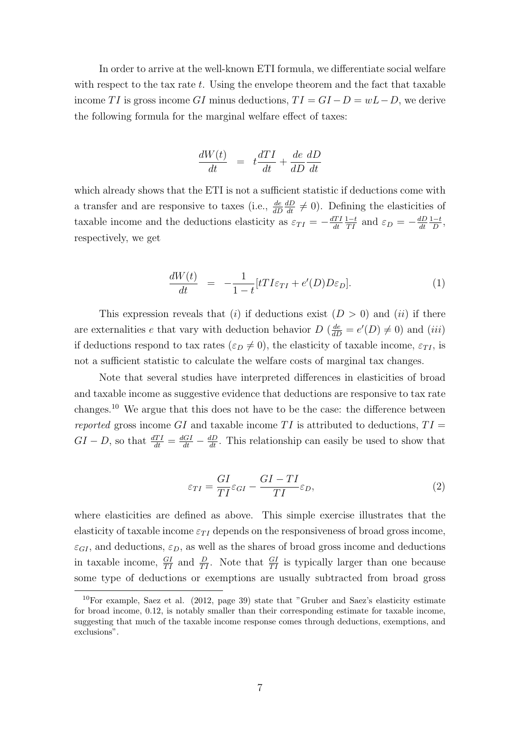In order to arrive at the well-known ETI formula, we differentiate social welfare with respect to the tax rate $t$. Using the envelope theorem and the fact that taxable income $TI$ is gross income $GI$ minus deductions, $TI = GI - D = wL - D$, we derive the following formula for the marginal welfare effect of taxes:

$$\frac{dW(t)}{dt} = t\frac{dTI}{dt} + \frac{de}{dD}\frac{dD}{dt}$$

which already shows that the ETI is not a sufficient statistic if deductions come with a transfer and are responsive to taxes (i.e., $\frac{de}{dD}\frac{dD}{dt} \neq 0$). Defining the elasticities of taxable income and the deductions elasticity as $\varepsilon_{TI} = -\frac{dTI}{dt}\frac{1-t}{TI}$ and $\varepsilon_D = -\frac{dD}{dt}\frac{1-t}{D}$, respectively, we get

$$\frac{dW(t)}{dt} = -\frac{1}{1-t}[tTI\varepsilon_{TI} + e'(D)D\varepsilon_D]. \tag{1}$$

This expression reveals that $(i)$ if deductions exist $(D > 0)$ and $(ii)$ if there are externalities $e$ that vary with deduction behavior $D$ ($\frac{de}{dD} = e'(D) \neq 0$) and $(iii)$ if deductions respond to tax rates ($\varepsilon_D \neq 0$), the elasticity of taxable income, $\varepsilon_{TI}$, is not a sufficient statistic to calculate the welfare costs of marginal tax changes.

Note that several studies have interpreted differences in elasticities of broad and taxable income as suggestive evidence that deductions are responsive to tax rate changes.[10] We argue that this does not have to be the case: the difference between *reported* gross income $GI$ and taxable income $TI$ is attributed to deductions, $TI = GI - D$, so that $\frac{dTI}{dt} = \frac{dGI}{dt} - \frac{dD}{dt}$. This relationship can easily be used to show that

$$\varepsilon_{TI} = \frac{GI}{TI}\varepsilon_{GI} - \frac{GI - TI}{TI}\varepsilon_D, \tag{2}$$

where elasticities are defined as above. This simple exercise illustrates that the elasticity of taxable income $\varepsilon_{TI}$ depends on the responsiveness of broad gross income, $\varepsilon_{GI}$, and deductions, $\varepsilon_D$, as well as the shares of broad gross income and deductions in taxable income, $\frac{GI}{TI}$ and $\frac{D}{TI}$. Note that $\frac{GI}{TI}$ is typically larger than one because some type of deductions or exemptions are usually subtracted from broad gross

[10] For example, Saez et al. (2012, page 39) state that "Gruber and Saez's elasticity estimate for broad income, 0.12, is notably smaller than their corresponding estimate for taxable income, suggesting that much of the taxable income response comes through deductions, exemptions, and exclusions".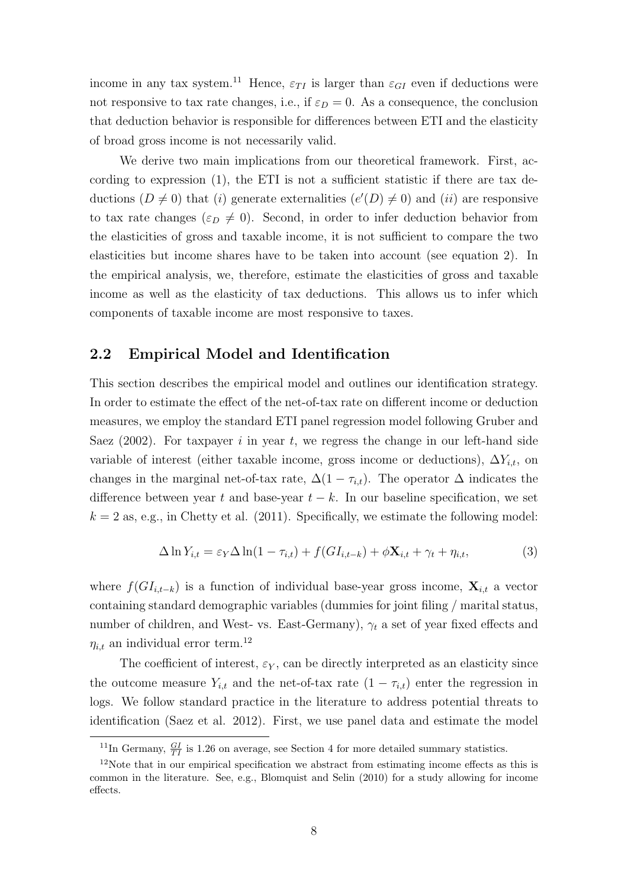income in any tax system.[11] Hence, $\varepsilon_{TI}$ is larger than $\varepsilon_{GI}$ even if deductions were not responsive to tax rate changes, i.e., if $\varepsilon_D = 0$. As a consequence, the conclusion that deduction behavior is responsible for differences between ETI and the elasticity of broad gross income is not necessarily valid.

We derive two main implications from our theoretical framework. First, according to expression (1), the ETI is not a sufficient statistic if there are tax deductions ($D \neq 0$) that ($i$) generate externalities ($e'(D) \neq 0$) and ($ii$) are responsive to tax rate changes ($\varepsilon_D \neq 0$). Second, in order to infer deduction behavior from the elasticities of gross and taxable income, it is not sufficient to compare the two elasticities but income shares have to be taken into account (see equation 2). In the empirical analysis, we, therefore, estimate the elasticities of gross and taxable income as well as the elasticity of tax deductions. This allows us to infer which components of taxable income are most responsive to taxes.

## 2.2 Empirical Model and Identification

This section describes the empirical model and outlines our identification strategy. In order to estimate the effect of the net-of-tax rate on different income or deduction measures, we employ the standard ETI panel regression model following Gruber and Saez (2002). For taxpayer $i$ in year $t$, we regress the change in our left-hand side variable of interest (either taxable income, gross income or deductions), $\Delta Y_{i,t}$, on changes in the marginal net-of-tax rate, $\Delta(1 - \tau_{i,t})$. The operator $\Delta$ indicates the difference between year $t$ and base-year $t - k$. In our baseline specification, we set $k = 2$ as, e.g., in Chetty et al. (2011). Specifically, we estimate the following model:

$$\Delta \ln Y_{i,t} = \varepsilon_Y \Delta \ln(1 - \tau_{i,t}) + f(GI_{i,t-k}) + \phi \mathbf{X}_{i,t} + \gamma_t + \eta_{i,t}, \tag{3}$$

where $f(GI_{i,t-k})$ is a function of individual base-year gross income, $\mathbf{X}_{i,t}$ a vector containing standard demographic variables (dummies for joint filing / marital status, number of children, and West- vs. East-Germany), $\gamma_t$ a set of year fixed effects and $\eta_{i,t}$ an individual error term.[12]

The coefficient of interest, $\varepsilon_Y$, can be directly interpreted as an elasticity since the outcome measure $Y_{i,t}$ and the net-of-tax rate $(1 - \tau_{i,t})$ enter the regression in logs. We follow standard practice in the literature to address potential threats to identification (Saez et al. 2012). First, we use panel data and estimate the model

[11] In Germany, $\frac{GI}{TI}$ is 1.26 on average, see Section 4 for more detailed summary statistics.

[12] Note that in our empirical specification we abstract from estimating income effects as this is common in the literature. See, e.g., Blomquist and Selin (2010) for a study allowing for income effects.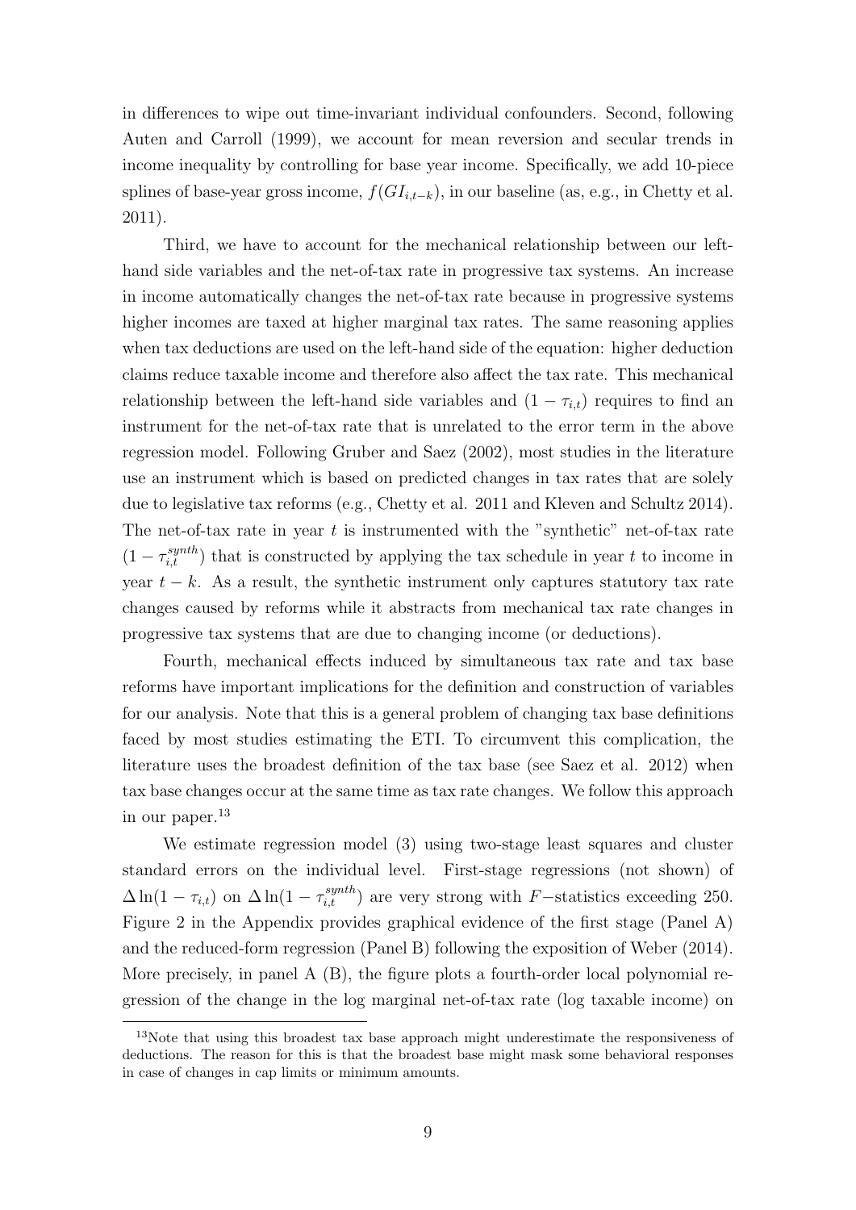in differences to wipe out time-invariant individual confounders. Second, following Auten and Carroll (1999), we account for mean reversion and secular trends in income inequality by controlling for base year income. Specifically, we add 10-piece splines of base-year gross income, $f(GI_{i,t-k})$, in our baseline (as, e.g., in Chetty et al. 2011).

Third, we have to account for the mechanical relationship between our left-hand side variables and the net-of-tax rate in progressive tax systems. An increase in income automatically changes the net-of-tax rate because in progressive systems higher incomes are taxed at higher marginal tax rates. The same reasoning applies when tax deductions are used on the left-hand side of the equation: higher deduction claims reduce taxable income and therefore also affect the tax rate. This mechanical relationship between the left-hand side variables and $(1 - \tau_{i,t})$ requires to find an instrument for the net-of-tax rate that is unrelated to the error term in the above regression model. Following Gruber and Saez (2002), most studies in the literature use an instrument which is based on predicted changes in tax rates that are solely due to legislative tax reforms (e.g., Chetty et al. 2011 and Kleven and Schultz 2014). The net-of-tax rate in year $t$ is instrumented with the "synthetic" net-of-tax rate $(1 - \tau_{i,t}^{synth})$ that is constructed by applying the tax schedule in year $t$ to income in year $t - k$. As a result, the synthetic instrument only captures statutory tax rate changes caused by reforms while it abstracts from mechanical tax rate changes in progressive tax systems that are due to changing income (or deductions).

Fourth, mechanical effects induced by simultaneous tax rate and tax base reforms have important implications for the definition and construction of variables for our analysis. Note that this is a general problem of changing tax base definitions faced by most studies estimating the ETI. To circumvent this complication, the literature uses the broadest definition of the tax base (see Saez et al. 2012) when tax base changes occur at the same time as tax rate changes. We follow this approach in our paper.[13]

We estimate regression model (3) using two-stage least squares and cluster standard errors on the individual level. First-stage regressions (not shown) of $\Delta \ln(1 - \tau_{i,t})$ on $\Delta \ln(1 - \tau_{i,t}^{synth})$ are very strong with $F-$statistics exceeding 250. Figure 2 in the Appendix provides graphical evidence of the first stage (Panel A) and the reduced-form regression (Panel B) following the exposition of Weber (2014). More precisely, in panel A (B), the figure plots a fourth-order local polynomial regression of the change in the log marginal net-of-tax rate (log taxable income) on

[13] Note that using this broadest tax base approach might underestimate the responsiveness of deductions. The reason for this is that the broadest base might mask some behavioral responses in case of changes in cap limits or minimum amounts.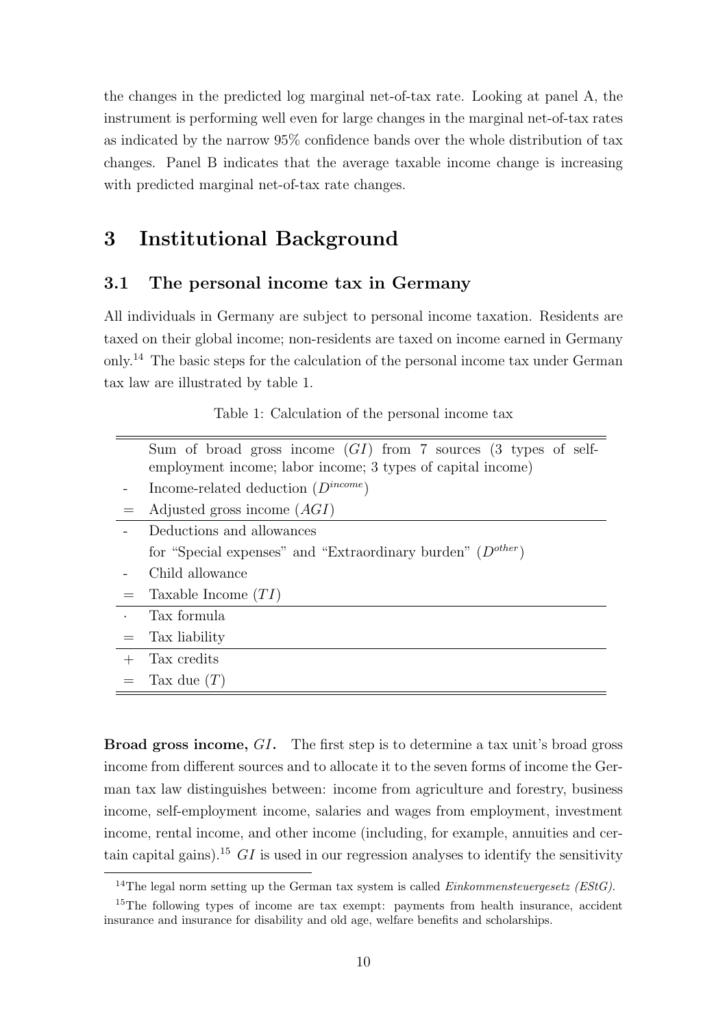the changes in the predicted log marginal net-of-tax rate. Looking at panel A, the instrument is performing well even for large changes in the marginal net-of-tax rates as indicated by the narrow 95% confidence bands over the whole distribution of tax changes. Panel B indicates that the average taxable income change is increasing with predicted marginal net-of-tax rate changes.

# 3 Institutional Background

## 3.1 The personal income tax in Germany

All individuals in Germany are subject to personal income taxation. Residents are taxed on their global income; non-residents are taxed on income earned in Germany only.[14] The basic steps for the calculation of the personal income tax under German tax law are illustrated by table 1.

Table 1: Calculation of the personal income tax

| | |
|---|---|
| | Sum of broad gross income ($GI$) from 7 sources (3 types of self-employment income; labor income; 3 types of capital income) |
| - | Income-related deduction ($D^{income}$) |
| = | Adjusted gross income ($AGI$) |
| - | Deductions and allowances for "Special expenses" and "Extraordinary burden" ($D^{other}$) |
| - | Child allowance |
| = | Taxable Income ($TI$) |
| · | Tax formula |
| = | Tax liability |
| + | Tax credits |
| = | Tax due ($T$) |

**Broad gross income, $GI$.** The first step is to determine a tax unit's broad gross income from different sources and to allocate it to the seven forms of income the German tax law distinguishes between: income from agriculture and forestry, business income, self-employment income, salaries and wages from employment, investment income, rental income, and other income (including, for example, annuities and certain capital gains).[15] $GI$ is used in our regression analyses to identify the sensitivity

[14] The legal norm setting up the German tax system is called *Einkommensteuergesetz (EStG)*.

[15] The following types of income are tax exempt: payments from health insurance, accident insurance and insurance for disability and old age, welfare benefits and scholarships.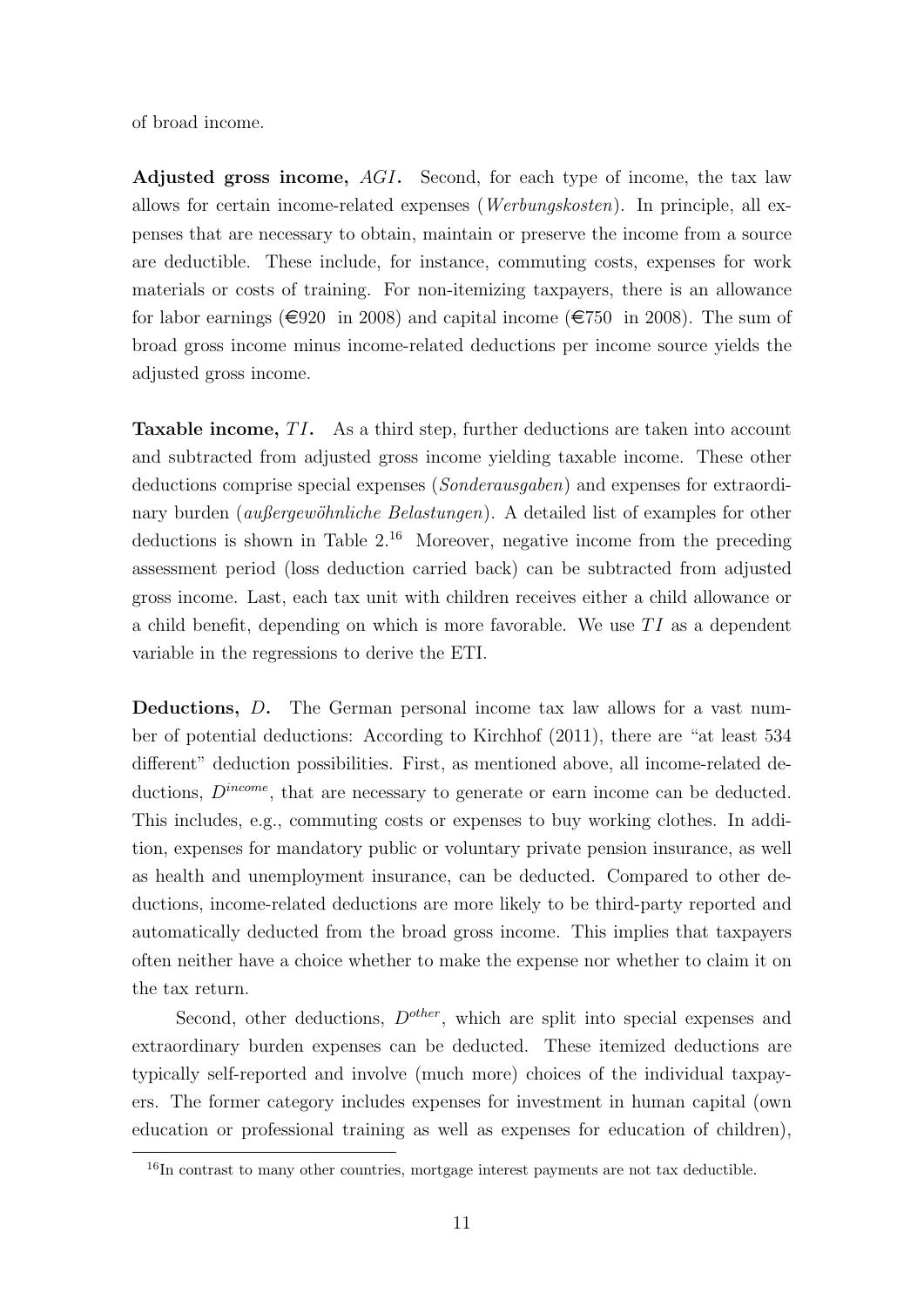of broad income.

**Adjusted gross income, $AGI$.** Second, for each type of income, the tax law allows for certain income-related expenses (*Werbungskosten*). In principle, all expenses that are necessary to obtain, maintain or preserve the income from a source are deductible. These include, for instance, commuting costs, expenses for work materials or costs of training. For non-itemizing taxpayers, there is an allowance for labor earnings (€920 in 2008) and capital income (€750 in 2008). The sum of broad gross income minus income-related deductions per income source yields the adjusted gross income.

**Taxable income, $TI$.** As a third step, further deductions are taken into account and subtracted from adjusted gross income yielding taxable income. These other deductions comprise special expenses (*Sonderausgaben*) and expenses for extraordinary burden (*außergewöhnliche Belastungen*). A detailed list of examples for other deductions is shown in Table 2.[16] Moreover, negative income from the preceding assessment period (loss deduction carried back) can be subtracted from adjusted gross income. Last, each tax unit with children receives either a child allowance or a child benefit, depending on which is more favorable. We use $TI$ as a dependent variable in the regressions to derive the ETI.

**Deductions, $D$.** The German personal income tax law allows for a vast number of potential deductions: According to Kirchhof (2011), there are "at least 534 different" deduction possibilities. First, as mentioned above, all income-related deductions, $D^{income}$, that are necessary to generate or earn income can be deducted. This includes, e.g., commuting costs or expenses to buy working clothes. In addition, expenses for mandatory public or voluntary private pension insurance, as well as health and unemployment insurance, can be deducted. Compared to other deductions, income-related deductions are more likely to be third-party reported and automatically deducted from the broad gross income. This implies that taxpayers often neither have a choice whether to make the expense nor whether to claim it on the tax return.

Second, other deductions, $D^{other}$, which are split into special expenses and extraordinary burden expenses can be deducted. These itemized deductions are typically self-reported and involve (much more) choices of the individual taxpayers. The former category includes expenses for investment in human capital (own education or professional training as well as expenses for education of children),

[16] In contrast to many other countries, mortgage interest payments are not tax deductible.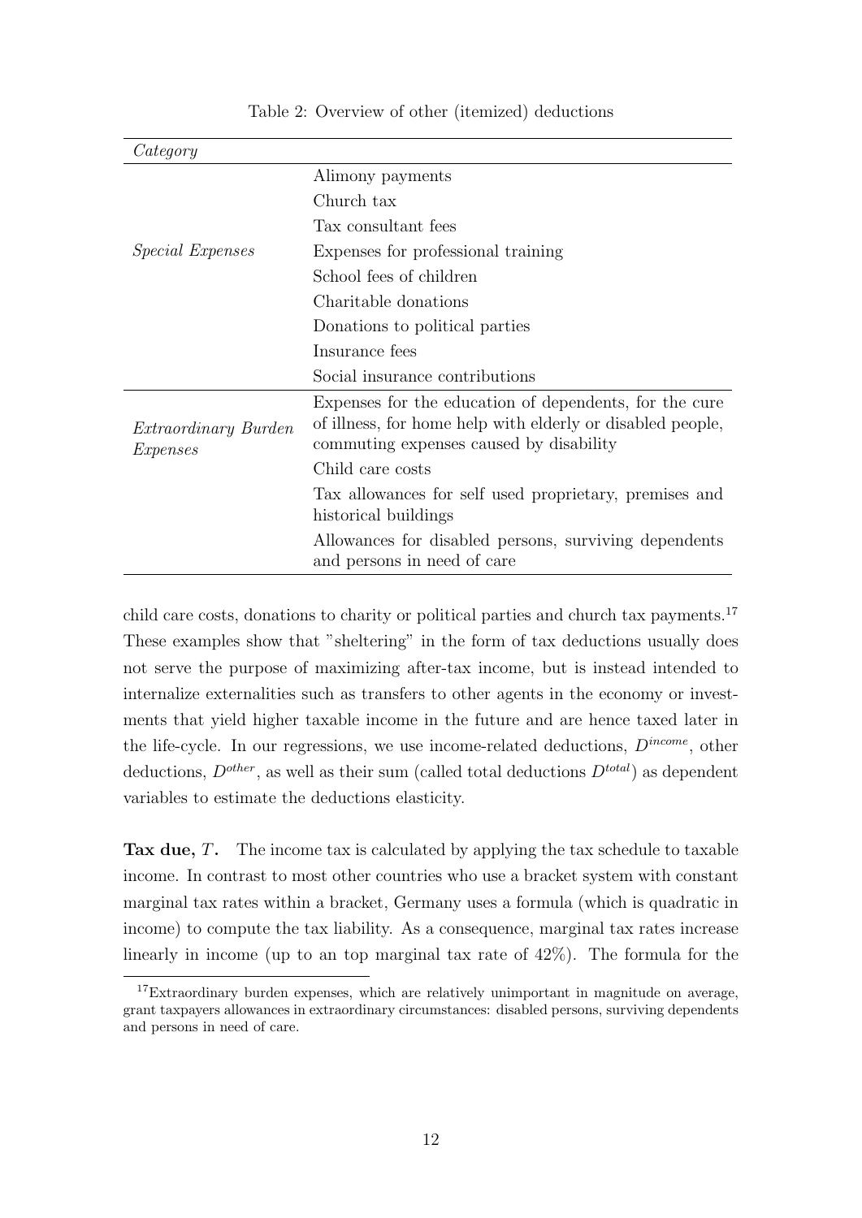Table 2: Overview of other (itemized) deductions

| *Category* | |
|---|---|
| *Special Expenses* | Alimony payments |
| | Church tax |
| | Tax consultant fees |
| | Expenses for professional training |
| | School fees of children |
| | Charitable donations |
| | Donations to political parties |
| | Insurance fees |
| | Social insurance contributions |
| *Extraordinary Burden Expenses* | Expenses for the education of dependents, for the cure of illness, for home help with elderly or disabled people, commuting expenses caused by disability |
| | Child care costs |
| | Tax allowances for self used proprietary, premises and historical buildings |
| | Allowances for disabled persons, surviving dependents and persons in need of care |

child care costs, donations to charity or political parties and church tax payments.[17] These examples show that "sheltering" in the form of tax deductions usually does not serve the purpose of maximizing after-tax income, but is instead intended to internalize externalities such as transfers to other agents in the economy or investments that yield higher taxable income in the future and are hence taxed later in the life-cycle. In our regressions, we use income-related deductions, $D^{income}$, other deductions, $D^{other}$, as well as their sum (called total deductions $D^{total}$) as dependent variables to estimate the deductions elasticity.

**Tax due, $T$.** The income tax is calculated by applying the tax schedule to taxable income. In contrast to most other countries who use a bracket system with constant marginal tax rates within a bracket, Germany uses a formula (which is quadratic in income) to compute the tax liability. As a consequence, marginal tax rates increase linearly in income (up to an top marginal tax rate of 42%). The formula for the

[17] Extraordinary burden expenses, which are relatively unimportant in magnitude on average, grant taxpayers allowances in extraordinary circumstances: disabled persons, surviving dependents and persons in need of care.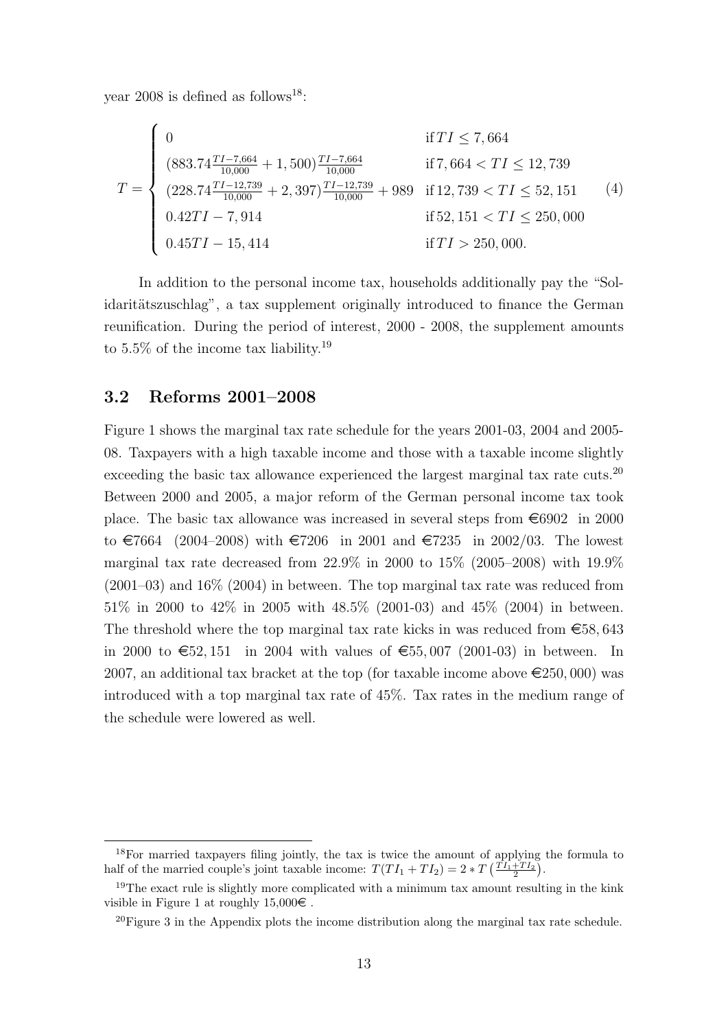year 2008 is defined as follows[18]:

$$T = \begin{cases} 0 & \text{if } TI \leq 7,664 \\ (883.74\frac{TI-7,664}{10,000} + 1,500)\frac{TI-7,664}{10,000} & \text{if } 7,664 < TI \leq 12,739 \\ (228.74\frac{TI-12,739}{10,000} + 2,397)\frac{TI-12,739}{10,000} + 989 & \text{if } 12,739 < TI \leq 52,151 \\ 0.42TI - 7,914 & \text{if } 52,151 < TI \leq 250,000 \\ 0.45TI - 15,414 & \text{if } TI > 250,000. \end{cases} \tag{4}$$

In addition to the personal income tax, households additionally pay the "Solidaritätszuschlag", a tax supplement originally introduced to finance the German reunification. During the period of interest, 2000 - 2008, the supplement amounts to 5.5% of the income tax liability.[19]

## 3.2 Reforms 2001–2008

Figure 1 shows the marginal tax rate schedule for the years 2001-03, 2004 and 2005-08. Taxpayers with a high taxable income and those with a taxable income slightly exceeding the basic tax allowance experienced the largest marginal tax rate cuts.[20] Between 2000 and 2005, a major reform of the German personal income tax took place. The basic tax allowance was increased in several steps from €6902 in 2000 to €7664 (2004–2008) with €7206 in 2001 and €7235 in 2002/03. The lowest marginal tax rate decreased from 22.9% in 2000 to 15% (2005–2008) with 19.9% (2001–03) and 16% (2004) in between. The top marginal tax rate was reduced from 51% in 2000 to 42% in 2005 with 48.5% (2001-03) and 45% (2004) in between. The threshold where the top marginal tax rate kicks in was reduced from €58,643 in 2000 to €52,151 in 2004 with values of €55,007 (2001-03) in between. In 2007, an additional tax bracket at the top (for taxable income above €250,000) was introduced with a top marginal tax rate of 45%. Tax rates in the medium range of the schedule were lowered as well.

---

[18] For married taxpayers filing jointly, the tax is twice the amount of applying the formula to half of the married couple's joint taxable income: $T(TI_1 + TI_2) = 2 * T\left(\frac{TI_1+TI_2}{2}\right)$.

[19] The exact rule is slightly more complicated with a minimum tax amount resulting in the kink visible in Figure 1 at roughly 15,000€ .

[20] Figure 3 in the Appendix plots the income distribution along the marginal tax rate schedule.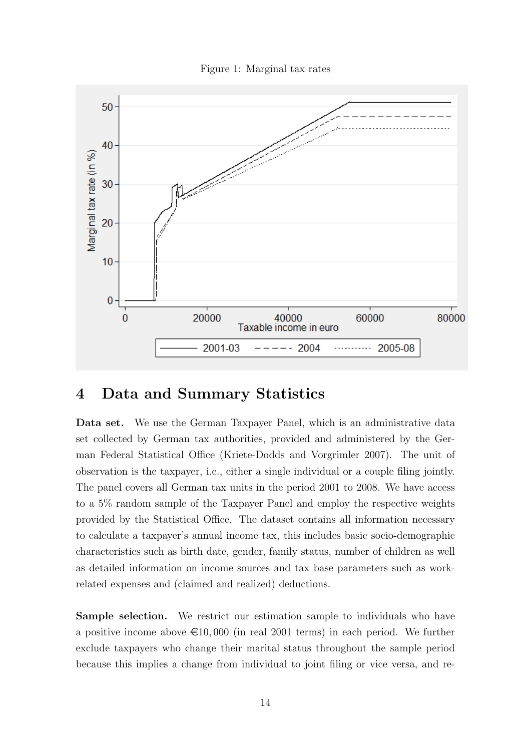Figure 1: Marginal tax rates

## 4 Data and Summary Statistics

**Data set.** We use the German Taxpayer Panel, which is an administrative data set collected by German tax authorities, provided and administered by the German Federal Statistical Office (Kriete-Dodds and Vorgrimler 2007). The unit of observation is the taxpayer, i.e., either a single individual or a couple filing jointly. The panel covers all German tax units in the period 2001 to 2008. We have access to a 5% random sample of the Taxpayer Panel and employ the respective weights provided by the Statistical Office. The dataset contains all information necessary to calculate a taxpayer's annual income tax, this includes basic socio-demographic characteristics such as birth date, gender, family status, number of children as well as detailed information on income sources and tax base parameters such as work-related expenses and (claimed and realized) deductions.

**Sample selection.** We restrict our estimation sample to individuals who have a positive income above €10,000 (in real 2001 terms) in each period. We further exclude taxpayers who change their marital status throughout the sample period because this implies a change from individual to joint filing or vice versa, and re-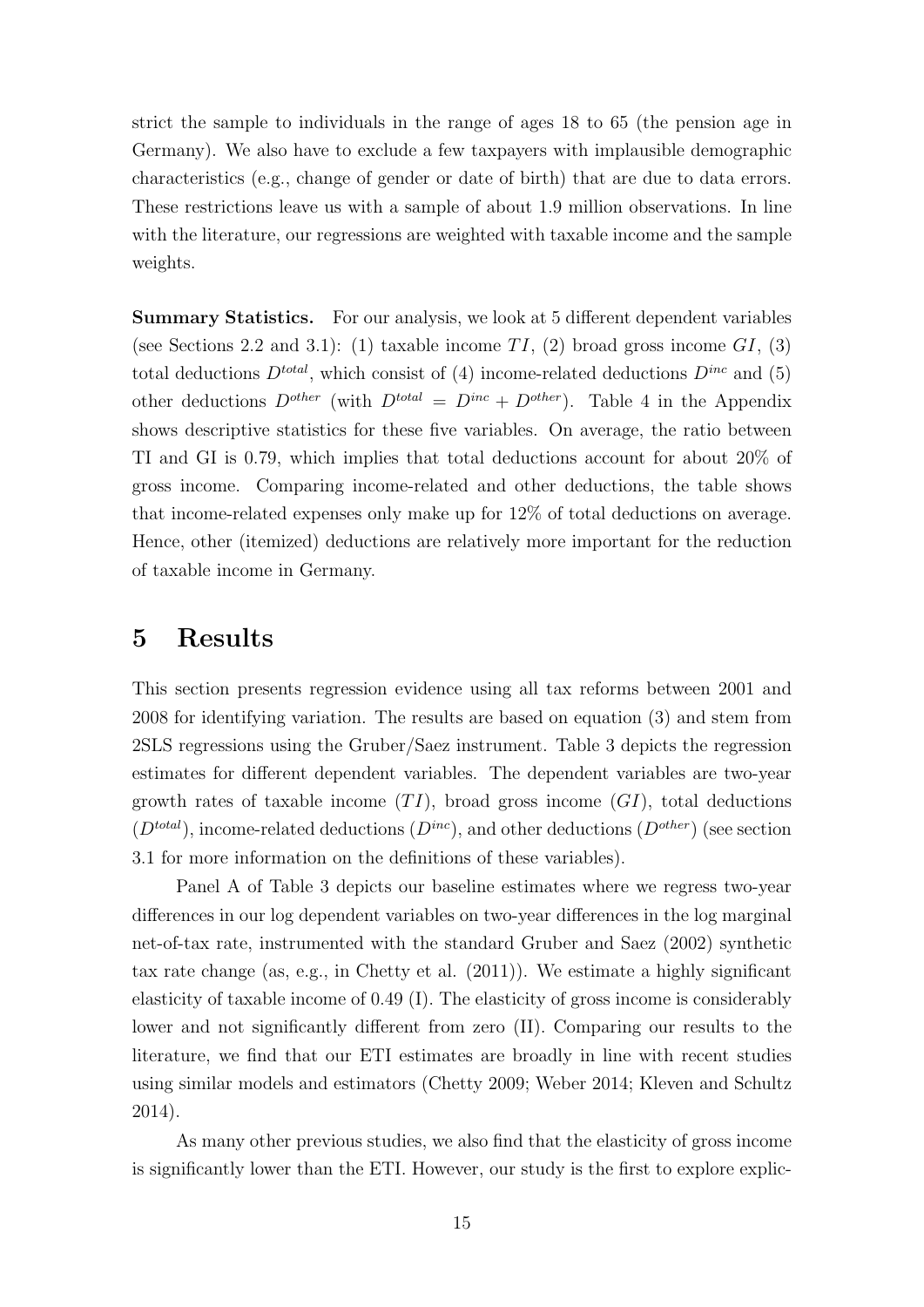strict the sample to individuals in the range of ages 18 to 65 (the pension age in Germany). We also have to exclude a few taxpayers with implausible demographic characteristics (e.g., change of gender or date of birth) that are due to data errors. These restrictions leave us with a sample of about 1.9 million observations. In line with the literature, our regressions are weighted with taxable income and the sample weights.

**Summary Statistics.** For our analysis, we look at 5 different dependent variables (see Sections 2.2 and 3.1): (1) taxable income $TI$, (2) broad gross income $GI$, (3) total deductions $D^{total}$, which consist of (4) income-related deductions $D^{inc}$ and (5) other deductions $D^{other}$ (with $D^{total} = D^{inc} + D^{other}$). Table 4 in the Appendix shows descriptive statistics for these five variables. On average, the ratio between TI and GI is 0.79, which implies that total deductions account for about 20% of gross income. Comparing income-related and other deductions, the table shows that income-related expenses only make up for 12% of total deductions on average. Hence, other (itemized) deductions are relatively more important for the reduction of taxable income in Germany.

# 5 Results

This section presents regression evidence using all tax reforms between 2001 and 2008 for identifying variation. The results are based on equation (3) and stem from 2SLS regressions using the Gruber/Saez instrument. Table 3 depicts the regression estimates for different dependent variables. The dependent variables are two-year growth rates of taxable income ($TI$), broad gross income ($GI$), total deductions ($D^{total}$), income-related deductions ($D^{inc}$), and other deductions ($D^{other}$) (see section 3.1 for more information on the definitions of these variables).

Panel A of Table 3 depicts our baseline estimates where we regress two-year differences in our log dependent variables on two-year differences in the log marginal net-of-tax rate, instrumented with the standard Gruber and Saez (2002) synthetic tax rate change (as, e.g., in Chetty et al. (2011)). We estimate a highly significant elasticity of taxable income of 0.49 (I). The elasticity of gross income is considerably lower and not significantly different from zero (II). Comparing our results to the literature, we find that our ETI estimates are broadly in line with recent studies using similar models and estimators (Chetty 2009; Weber 2014; Kleven and Schultz 2014).

As many other previous studies, we also find that the elasticity of gross income is significantly lower than the ETI. However, our study is the first to explore explic-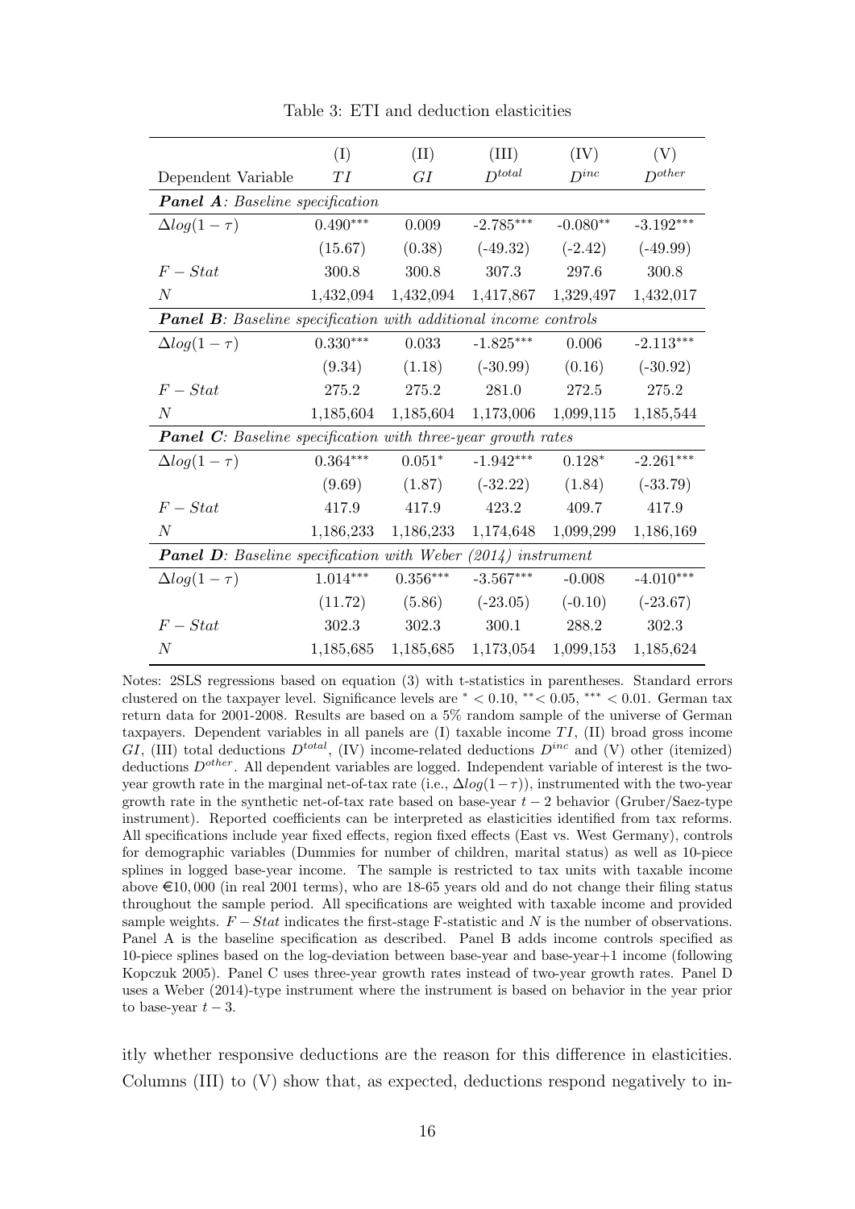Table 3: ETI and deduction elasticities

| | (I) | (II) | (III) | (IV) | (V) |
|---|---|---|---|---|---|
| Dependent Variable | $TI$ | $GI$ | $D^{total}$ | $D^{inc}$ | $D^{other}$ |
| ***Panel A**: Baseline specification* | | | | | |
| $\Delta log(1-\tau)$ | $0.490^{***}$ | 0.009 | $-2.785^{***}$ | $-0.080^{**}$ | $-3.192^{***}$ |
| | (15.67) | (0.38) | (-49.32) | (-2.42) | (-49.99) |
| $F-Stat$ | 300.8 | 300.8 | 307.3 | 297.6 | 300.8 |
| $N$ | 1,432,094 | 1,432,094 | 1,417,867 | 1,329,497 | 1,432,017 |
| ***Panel B**: Baseline specification with additional income controls* | | | | | |
| $\Delta log(1-\tau)$ | $0.330^{***}$ | 0.033 | $-1.825^{***}$ | 0.006 | $-2.113^{***}$ |
| | (9.34) | (1.18) | (-30.99) | (0.16) | (-30.92) |
| $F-Stat$ | 275.2 | 275.2 | 281.0 | 272.5 | 275.2 |
| $N$ | 1,185,604 | 1,185,604 | 1,173,006 | 1,099,115 | 1,185,544 |
| ***Panel C**: Baseline specification with three-year growth rates* | | | | | |
| $\Delta log(1-\tau)$ | $0.364^{***}$ | $0.051^{*}$ | $-1.942^{***}$ | $0.128^{*}$ | $-2.261^{***}$ |
| | (9.69) | (1.87) | (-32.22) | (1.84) | (-33.79) |
| $F-Stat$ | 417.9 | 417.9 | 423.2 | 409.7 | 417.9 |
| $N$ | 1,186,233 | 1,186,233 | 1,174,648 | 1,099,299 | 1,186,169 |
| ***Panel D**: Baseline specification with Weber (2014) instrument* | | | | | |
| $\Delta log(1-\tau)$ | $1.014^{***}$ | $0.356^{***}$ | $-3.567^{***}$ | -0.008 | $-4.010^{***}$ |
| | (11.72) | (5.86) | (-23.05) | (-0.10) | (-23.67) |
| $F-Stat$ | 302.3 | 302.3 | 300.1 | 288.2 | 302.3 |
| $N$ | 1,185,685 | 1,185,685 | 1,173,054 | 1,099,153 | 1,185,624 |

Notes: 2SLS regressions based on equation (3) with t-statistics in parentheses. Standard errors clustered on the taxpayer level. Significance levels are $^{*} < 0.10$, $^{**} < 0.05$, $^{***} < 0.01$. German tax return data for 2001-2008. Results are based on a 5% random sample of the universe of German taxpayers. Dependent variables in all panels are (I) taxable income $TI$, (II) broad gross income $GI$, (III) total deductions $D^{total}$, (IV) income-related deductions $D^{inc}$ and (V) other (itemized) deductions $D^{other}$. All dependent variables are logged. Independent variable of interest is the two-year growth rate in the marginal net-of-tax rate (i.e., $\Delta log(1-\tau)$), instrumented with the two-year growth rate in the synthetic net-of-tax rate based on base-year $t-2$ behavior (Gruber/Saez-type instrument). Reported coefficients can be interpreted as elasticities identified from tax reforms. All specifications include year fixed effects, region fixed effects (East vs. West Germany), controls for demographic variables (Dummies for number of children, marital status) as well as 10-piece splines in logged base-year income. The sample is restricted to tax units with taxable income above €10,000 (in real 2001 terms), who are 18-65 years old and do not change their filing status throughout the sample period. All specifications are weighted with taxable income and provided sample weights. $F-Stat$ indicates the first-stage F-statistic and $N$ is the number of observations. Panel A is the baseline specification as described. Panel B adds income controls specified as 10-piece splines based on the log-deviation between base-year and base-year+1 income (following Kopczuk 2005). Panel C uses three-year growth rates instead of two-year growth rates. Panel D uses a Weber (2014)-type instrument where the instrument is based on behavior in the year prior to base-year $t-3$.

itly whether responsive deductions are the reason for this difference in elasticities. Columns (III) to (V) show that, as expected, deductions respond negatively to in-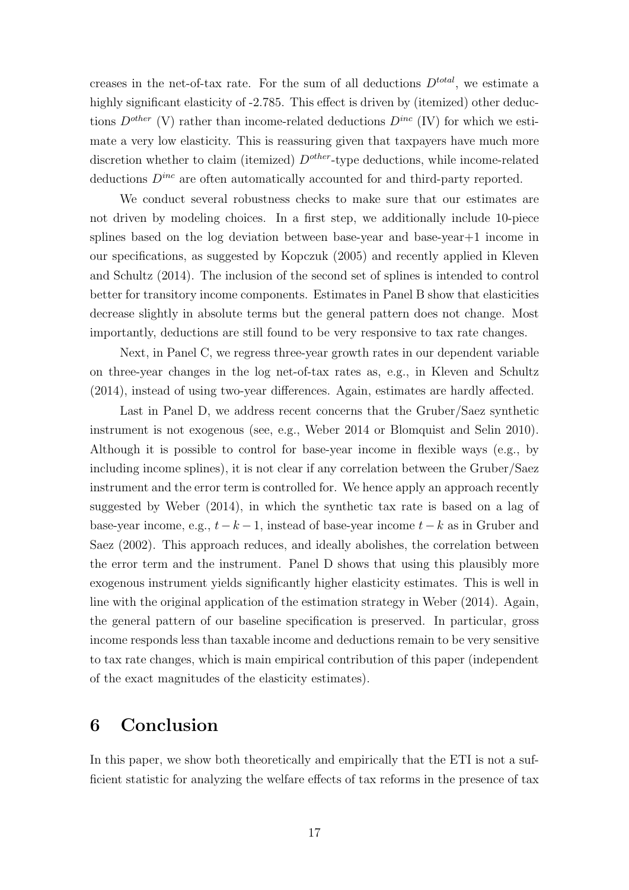creases in the net-of-tax rate. For the sum of all deductions $D^{total}$, we estimate a highly significant elasticity of -2.785. This effect is driven by (itemized) other deductions $D^{other}$ (V) rather than income-related deductions $D^{inc}$ (IV) for which we estimate a very low elasticity. This is reassuring given that taxpayers have much more discretion whether to claim (itemized) $D^{other}$-type deductions, while income-related deductions $D^{inc}$ are often automatically accounted for and third-party reported.

We conduct several robustness checks to make sure that our estimates are not driven by modeling choices. In a first step, we additionally include 10-piece splines based on the log deviation between base-year and base-year+1 income in our specifications, as suggested by Kopczuk (2005) and recently applied in Kleven and Schultz (2014). The inclusion of the second set of splines is intended to control better for transitory income components. Estimates in Panel B show that elasticities decrease slightly in absolute terms but the general pattern does not change. Most importantly, deductions are still found to be very responsive to tax rate changes.

Next, in Panel C, we regress three-year growth rates in our dependent variable on three-year changes in the log net-of-tax rates as, e.g., in Kleven and Schultz (2014), instead of using two-year differences. Again, estimates are hardly affected.

Last in Panel D, we address recent concerns that the Gruber/Saez synthetic instrument is not exogenous (see, e.g., Weber 2014 or Blomquist and Selin 2010). Although it is possible to control for base-year income in flexible ways (e.g., by including income splines), it is not clear if any correlation between the Gruber/Saez instrument and the error term is controlled for. We hence apply an approach recently suggested by Weber (2014), in which the synthetic tax rate is based on a lag of base-year income, e.g., $t-k-1$, instead of base-year income $t-k$ as in Gruber and Saez (2002). This approach reduces, and ideally abolishes, the correlation between the error term and the instrument. Panel D shows that using this plausibly more exogenous instrument yields significantly higher elasticity estimates. This is well in line with the original application of the estimation strategy in Weber (2014). Again, the general pattern of our baseline specification is preserved. In particular, gross income responds less than taxable income and deductions remain to be very sensitive to tax rate changes, which is main empirical contribution of this paper (independent of the exact magnitudes of the elasticity estimates).

# 6 Conclusion

In this paper, we show both theoretically and empirically that the ETI is not a sufficient statistic for analyzing the welfare effects of tax reforms in the presence of tax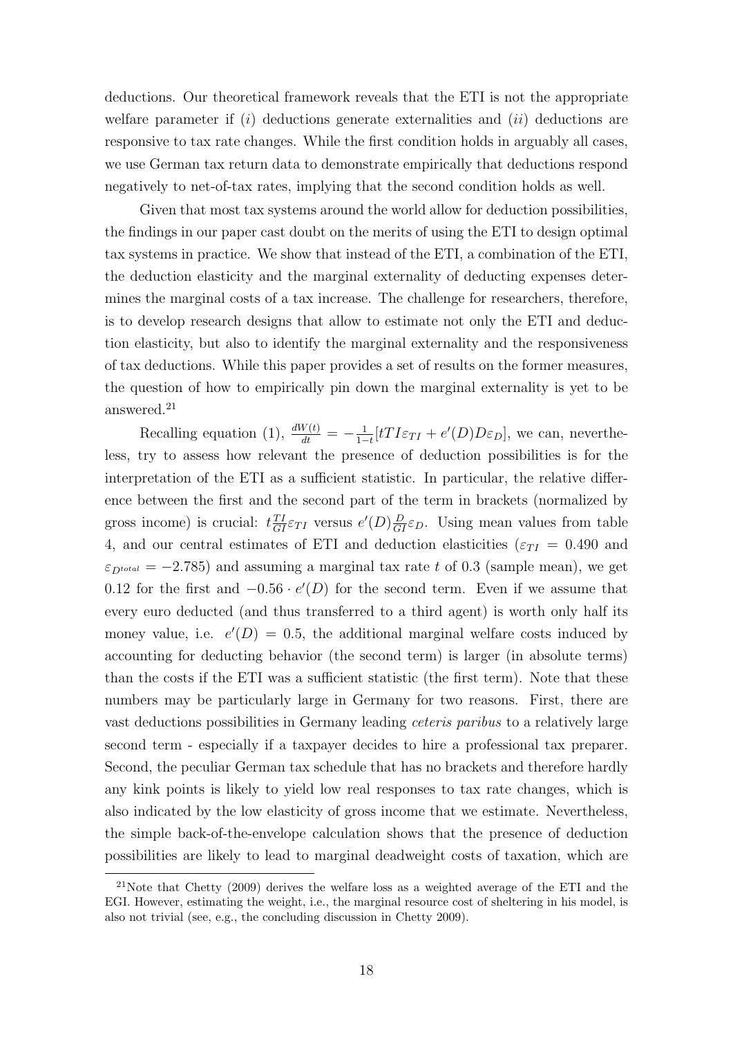deductions. Our theoretical framework reveals that the ETI is not the appropriate welfare parameter if (*i*) deductions generate externalities and (*ii*) deductions are responsive to tax rate changes. While the first condition holds in arguably all cases, we use German tax return data to demonstrate empirically that deductions respond negatively to net-of-tax rates, implying that the second condition holds as well.

Given that most tax systems around the world allow for deduction possibilities, the findings in our paper cast doubt on the merits of using the ETI to design optimal tax systems in practice. We show that instead of the ETI, a combination of the ETI, the deduction elasticity and the marginal externality of deducting expenses determines the marginal costs of a tax increase. The challenge for researchers, therefore, is to develop research designs that allow to estimate not only the ETI and deduction elasticity, but also to identify the marginal externality and the responsiveness of tax deductions. While this paper provides a set of results on the former measures, the question of how to empirically pin down the marginal externality is yet to be answered.[21]

Recalling equation (1), $\frac{dW(t)}{dt} = -\frac{1}{1-t}[tTI\varepsilon_{TI} + e'(D)D\varepsilon_D]$, we can, nevertheless, try to assess how relevant the presence of deduction possibilities is for the interpretation of the ETI as a sufficient statistic. In particular, the relative difference between the first and the second part of the term in brackets (normalized by gross income) is crucial: $t\frac{TI}{GI}\varepsilon_{TI}$ versus $e'(D)\frac{D}{GI}\varepsilon_D$. Using mean values from table 4, and our central estimates of ETI and deduction elasticities ($\varepsilon_{TI} = 0.490$ and $\varepsilon_{D^{total}} = -2.785$) and assuming a marginal tax rate $t$ of 0.3 (sample mean), we get 0.12 for the first and $-0.56 \cdot e'(D)$ for the second term. Even if we assume that every euro deducted (and thus transferred to a third agent) is worth only half its money value, i.e. $e'(D) = 0.5$, the additional marginal welfare costs induced by accounting for deducting behavior (the second term) is larger (in absolute terms) than the costs if the ETI was a sufficient statistic (the first term). Note that these numbers may be particularly large in Germany for two reasons. First, there are vast deductions possibilities in Germany leading *ceteris paribus* to a relatively large second term - especially if a taxpayer decides to hire a professional tax preparer. Second, the peculiar German tax schedule that has no brackets and therefore hardly any kink points is likely to yield low real responses to tax rate changes, which is also indicated by the low elasticity of gross income that we estimate. Nevertheless, the simple back-of-the-envelope calculation shows that the presence of deduction possibilities are likely to lead to marginal deadweight costs of taxation, which are

[21]Note that Chetty (2009) derives the welfare loss as a weighted average of the ETI and the EGI. However, estimating the weight, i.e., the marginal resource cost of sheltering in his model, is also not trivial (see, e.g., the concluding discussion in Chetty 2009).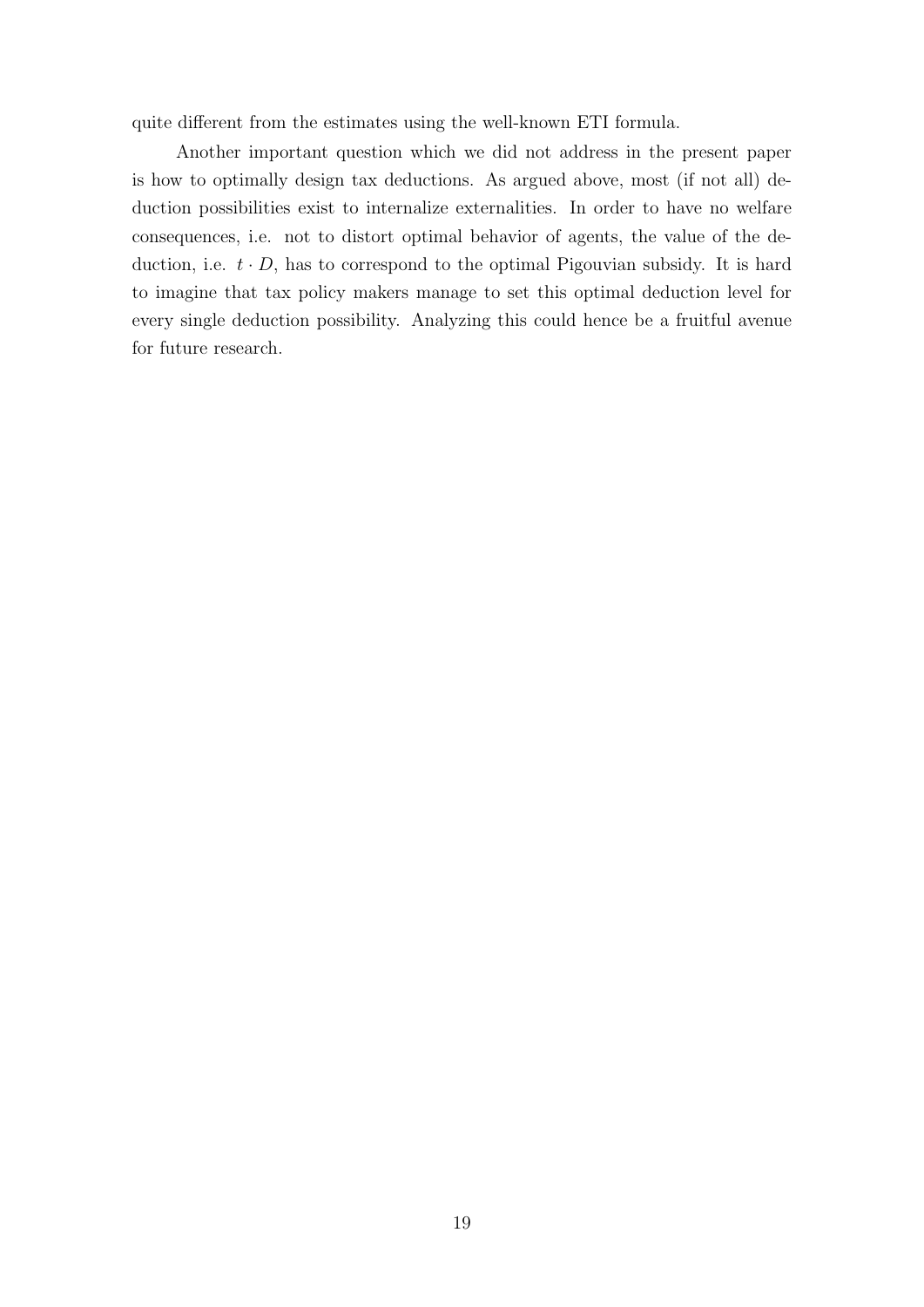quite different from the estimates using the well-known ETI formula.

Another important question which we did not address in the present paper is how to optimally design tax deductions. As argued above, most (if not all) deduction possibilities exist to internalize externalities. In order to have no welfare consequences, i.e. not to distort optimal behavior of agents, the value of the deduction, i.e. $t \cdot D$, has to correspond to the optimal Pigouvian subsidy. It is hard to imagine that tax policy makers manage to set this optimal deduction level for every single deduction possibility. Analyzing this could hence be a fruitful avenue for future research.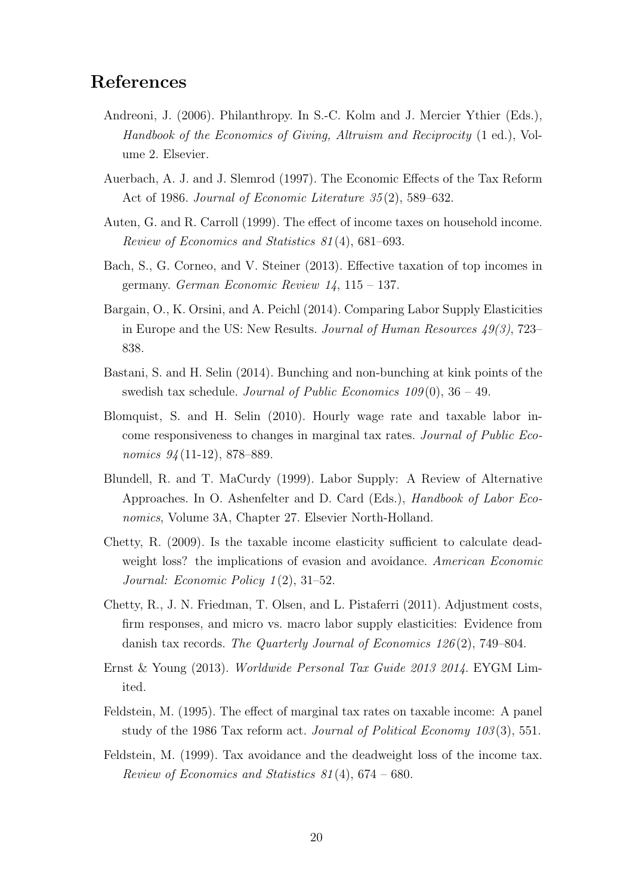## References

Andreoni, J. (2006). Philanthropy. In S.-C. Kolm and J. Mercier Ythier (Eds.), *Handbook of the Economics of Giving, Altruism and Reciprocity* (1 ed.), Volume 2. Elsevier.

Auerbach, A. J. and J. Slemrod (1997). The Economic Effects of the Tax Reform Act of 1986. *Journal of Economic Literature 35*(2), 589–632.

Auten, G. and R. Carroll (1999). The effect of income taxes on household income. *Review of Economics and Statistics 81*(4), 681–693.

Bach, S., G. Corneo, and V. Steiner (2013). Effective taxation of top incomes in germany. *German Economic Review 14*, 115 – 137.

Bargain, O., K. Orsini, and A. Peichl (2014). Comparing Labor Supply Elasticities in Europe and the US: New Results. *Journal of Human Resources 49(3)*, 723–838.

Bastani, S. and H. Selin (2014). Bunching and non-bunching at kink points of the swedish tax schedule. *Journal of Public Economics 109*(0), 36 – 49.

Blomquist, S. and H. Selin (2010). Hourly wage rate and taxable labor income responsiveness to changes in marginal tax rates. *Journal of Public Economics 94*(11-12), 878–889.

Blundell, R. and T. MaCurdy (1999). Labor Supply: A Review of Alternative Approaches. In O. Ashenfelter and D. Card (Eds.), *Handbook of Labor Economics*, Volume 3A, Chapter 27. Elsevier North-Holland.

Chetty, R. (2009). Is the taxable income elasticity sufficient to calculate deadweight loss? the implications of evasion and avoidance. *American Economic Journal: Economic Policy 1*(2), 31–52.

Chetty, R., J. N. Friedman, T. Olsen, and L. Pistaferri (2011). Adjustment costs, firm responses, and micro vs. macro labor supply elasticities: Evidence from danish tax records. *The Quarterly Journal of Economics 126*(2), 749–804.

Ernst & Young (2013). *Worldwide Personal Tax Guide 2013 2014*. EYGM Limited.

Feldstein, M. (1995). The effect of marginal tax rates on taxable income: A panel study of the 1986 Tax reform act. *Journal of Political Economy 103*(3), 551.

Feldstein, M. (1999). Tax avoidance and the deadweight loss of the income tax. *Review of Economics and Statistics 81*(4), 674 – 680.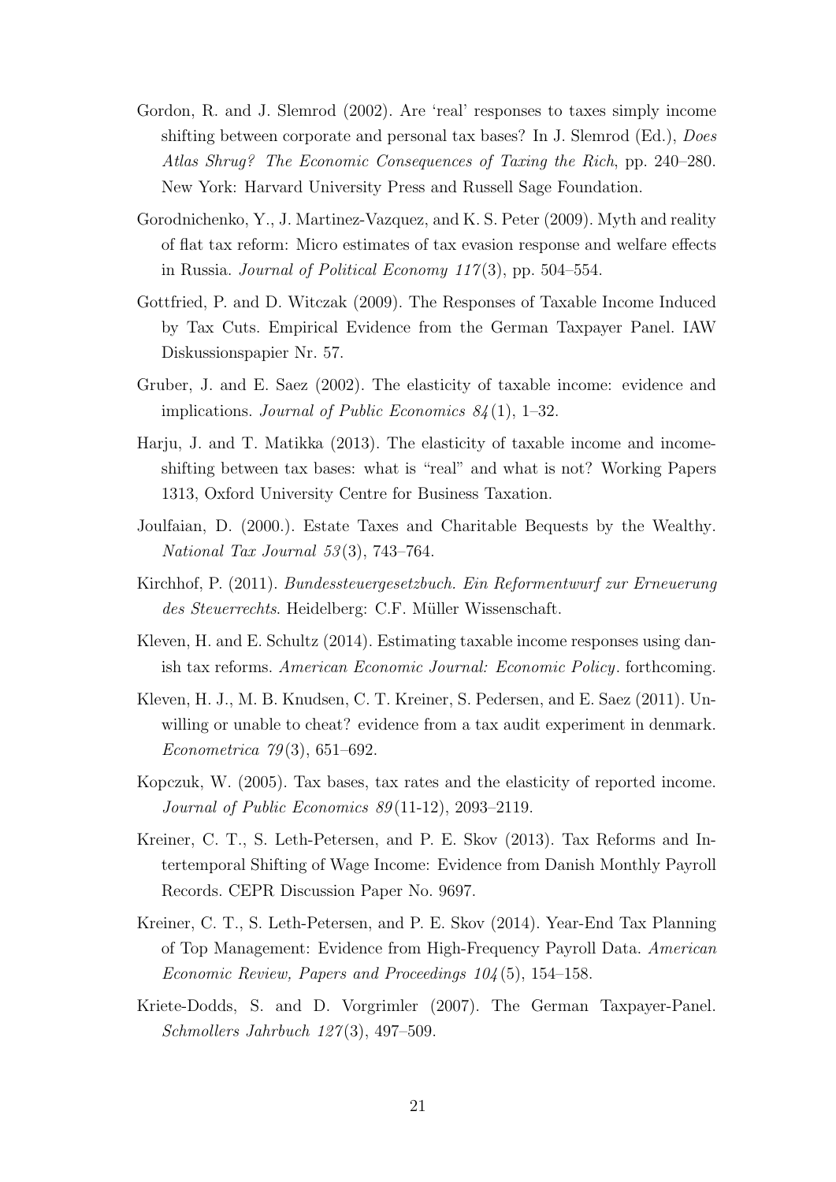Gordon, R. and J. Slemrod (2002). Are 'real' responses to taxes simply income shifting between corporate and personal tax bases? In J. Slemrod (Ed.), *Does Atlas Shrug? The Economic Consequences of Taxing the Rich*, pp. 240–280. New York: Harvard University Press and Russell Sage Foundation.

Gorodnichenko, Y., J. Martinez-Vazquez, and K. S. Peter (2009). Myth and reality of flat tax reform: Micro estimates of tax evasion response and welfare effects in Russia. *Journal of Political Economy 117*(3), pp. 504–554.

Gottfried, P. and D. Witczak (2009). The Responses of Taxable Income Induced by Tax Cuts. Empirical Evidence from the German Taxpayer Panel. IAW Diskussionspapier Nr. 57.

Gruber, J. and E. Saez (2002). The elasticity of taxable income: evidence and implications. *Journal of Public Economics 84*(1), 1–32.

Harju, J. and T. Matikka (2013). The elasticity of taxable income and income-shifting between tax bases: what is "real" and what is not? Working Papers 1313, Oxford University Centre for Business Taxation.

Joulfaian, D. (2000.). Estate Taxes and Charitable Bequests by the Wealthy. *National Tax Journal 53*(3), 743–764.

Kirchhof, P. (2011). *Bundessteuergesetzbuch. Ein Reformentwurf zur Erneuerung des Steuerrechts*. Heidelberg: C.F. Müller Wissenschaft.

Kleven, H. and E. Schultz (2014). Estimating taxable income responses using danish tax reforms. *American Economic Journal: Economic Policy*. forthcoming.

Kleven, H. J., M. B. Knudsen, C. T. Kreiner, S. Pedersen, and E. Saez (2011). Unwilling or unable to cheat? evidence from a tax audit experiment in denmark. *Econometrica 79*(3), 651–692.

Kopczuk, W. (2005). Tax bases, tax rates and the elasticity of reported income. *Journal of Public Economics 89*(11-12), 2093–2119.

Kreiner, C. T., S. Leth-Petersen, and P. E. Skov (2013). Tax Reforms and Intertemporal Shifting of Wage Income: Evidence from Danish Monthly Payroll Records. CEPR Discussion Paper No. 9697.

Kreiner, C. T., S. Leth-Petersen, and P. E. Skov (2014). Year-End Tax Planning of Top Management: Evidence from High-Frequency Payroll Data. *American Economic Review, Papers and Proceedings 104*(5), 154–158.

Kriete-Dodds, S. and D. Vorgrimler (2007). The German Taxpayer-Panel. *Schmollers Jahrbuch 127*(3), 497–509.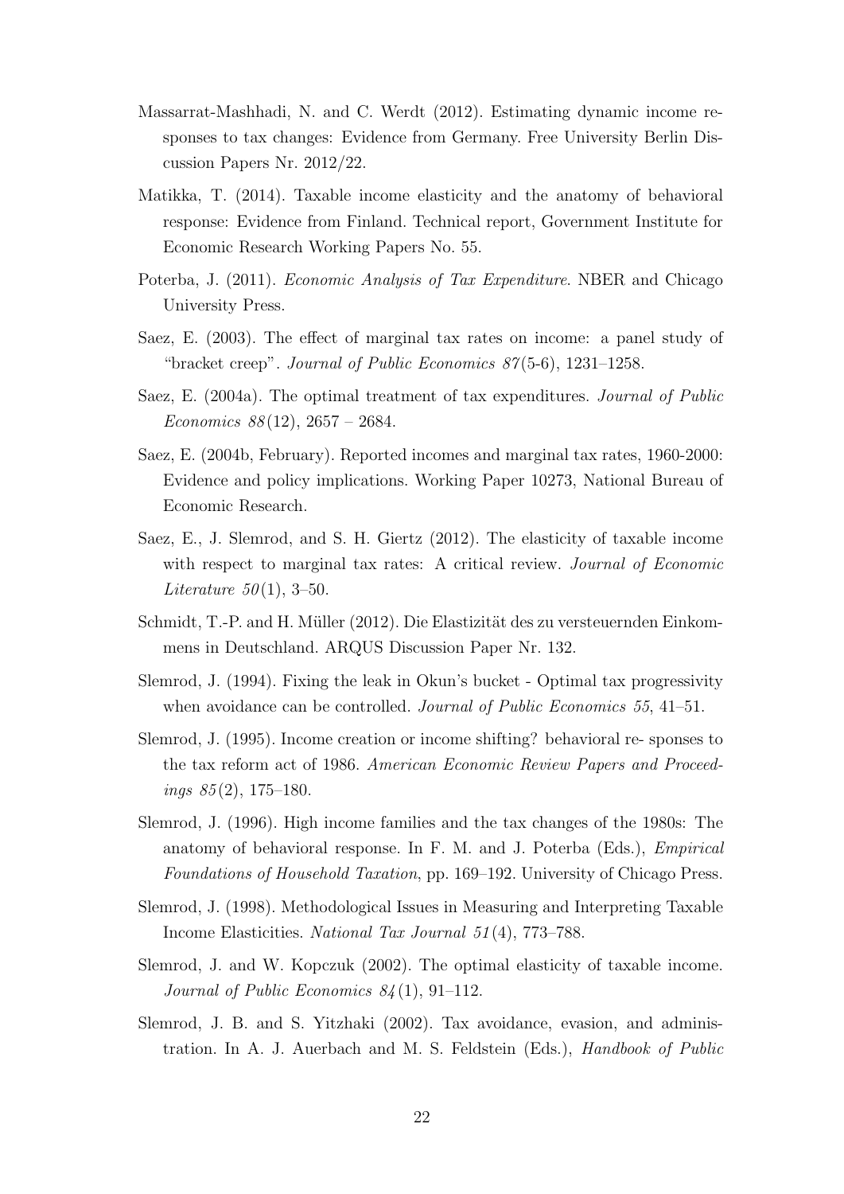Massarrat-Mashhadi, N. and C. Werdt (2012). Estimating dynamic income responses to tax changes: Evidence from Germany. Free University Berlin Discussion Papers Nr. 2012/22.

Matikka, T. (2014). Taxable income elasticity and the anatomy of behavioral response: Evidence from Finland. Technical report, Government Institute for Economic Research Working Papers No. 55.

Poterba, J. (2011). *Economic Analysis of Tax Expenditure*. NBER and Chicago University Press.

Saez, E. (2003). The effect of marginal tax rates on income: a panel study of "bracket creep". *Journal of Public Economics 87*(5-6), 1231–1258.

Saez, E. (2004a). The optimal treatment of tax expenditures. *Journal of Public Economics 88*(12), 2657 – 2684.

Saez, E. (2004b, February). Reported incomes and marginal tax rates, 1960-2000: Evidence and policy implications. Working Paper 10273, National Bureau of Economic Research.

Saez, E., J. Slemrod, and S. H. Giertz (2012). The elasticity of taxable income with respect to marginal tax rates: A critical review. *Journal of Economic Literature 50*(1), 3–50.

Schmidt, T.-P. and H. Müller (2012). Die Elastizität des zu versteuernden Einkommens in Deutschland. ARQUS Discussion Paper Nr. 132.

Slemrod, J. (1994). Fixing the leak in Okun's bucket - Optimal tax progressivity when avoidance can be controlled. *Journal of Public Economics 55*, 41–51.

Slemrod, J. (1995). Income creation or income shifting? behavioral re- sponses to the tax reform act of 1986. *American Economic Review Papers and Proceedings 85*(2), 175–180.

Slemrod, J. (1996). High income families and the tax changes of the 1980s: The anatomy of behavioral response. In F. M. and J. Poterba (Eds.), *Empirical Foundations of Household Taxation*, pp. 169–192. University of Chicago Press.

Slemrod, J. (1998). Methodological Issues in Measuring and Interpreting Taxable Income Elasticities. *National Tax Journal 51*(4), 773–788.

Slemrod, J. and W. Kopczuk (2002). The optimal elasticity of taxable income. *Journal of Public Economics 84*(1), 91–112.

Slemrod, J. B. and S. Yitzhaki (2002). Tax avoidance, evasion, and administration. In A. J. Auerbach and M. S. Feldstein (Eds.), *Handbook of Public*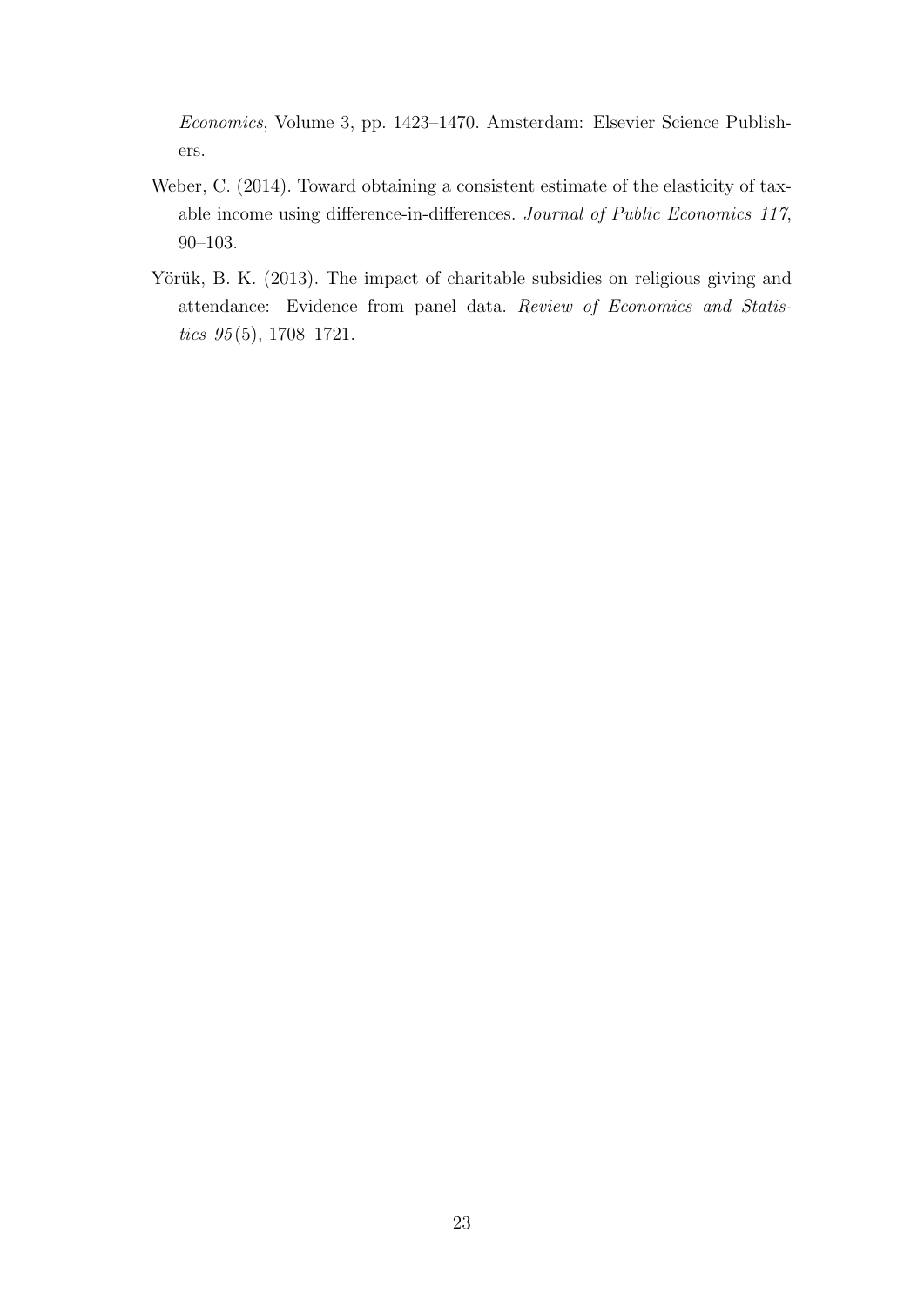*Economics*, Volume 3, pp. 1423–1470. Amsterdam: Elsevier Science Publishers.

Weber, C. (2014). Toward obtaining a consistent estimate of the elasticity of taxable income using difference-in-differences. *Journal of Public Economics 117*, 90–103.

Yörük, B. K. (2013). The impact of charitable subsidies on religious giving and attendance: Evidence from panel data. *Review of Economics and Statistics 95*(5), 1708–1721.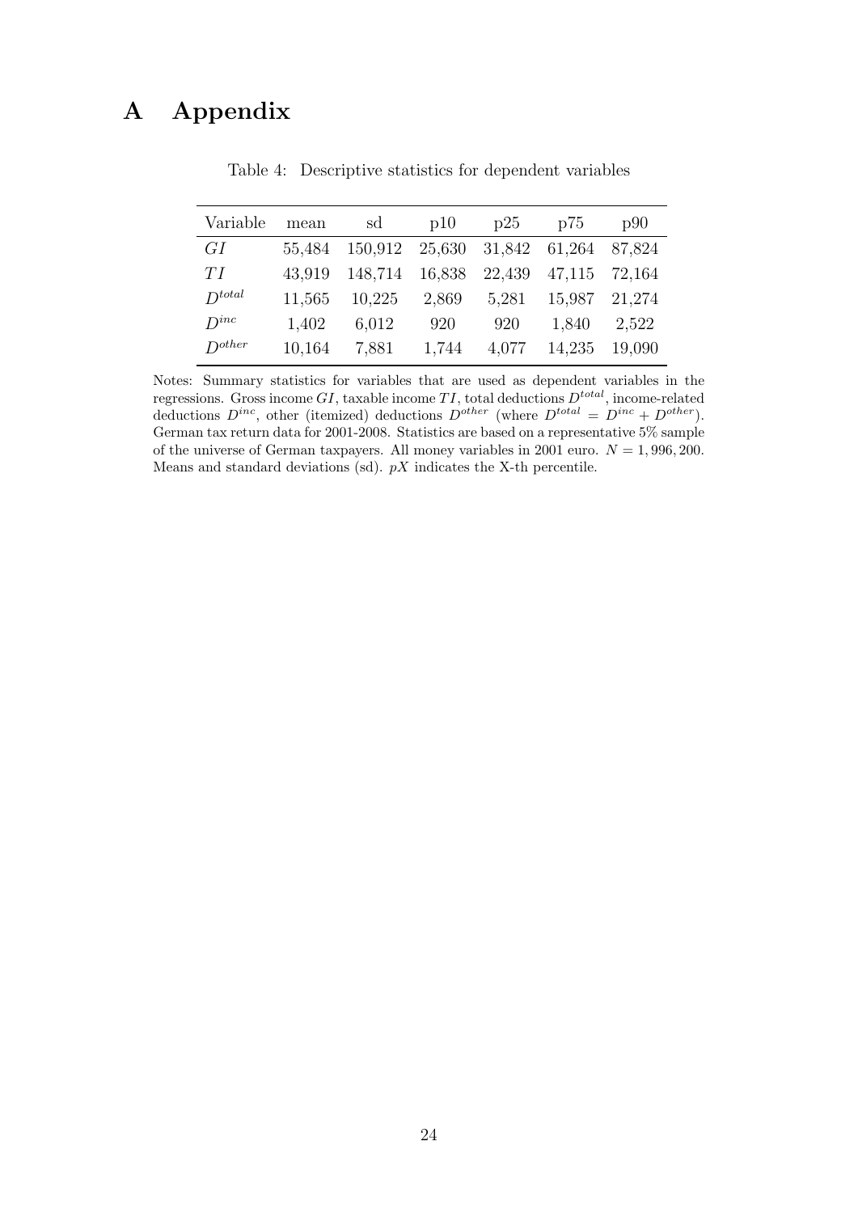# A Appendix

Table 4: Descriptive statistics for dependent variables

| Variable | mean | sd | p10 | p25 | p75 | p90 |
|---|---|---|---|---|---|---|
| $GI$ | 55,484 | 150,912 | 25,630 | 31,842 | 61,264 | 87,824 |
| $TI$ | 43,919 | 148,714 | 16,838 | 22,439 | 47,115 | 72,164 |
| $D^{total}$ | 11,565 | 10,225 | 2,869 | 5,281 | 15,987 | 21,274 |
| $D^{inc}$ | 1,402 | 6,012 | 920 | 920 | 1,840 | 2,522 |
| $D^{other}$ | 10,164 | 7,881 | 1,744 | 4,077 | 14,235 | 19,090 |

Notes: Summary statistics for variables that are used as dependent variables in the regressions. Gross income $GI$, taxable income $TI$, total deductions $D^{total}$, income-related deductions $D^{inc}$, other (itemized) deductions $D^{other}$ (where $D^{total} = D^{inc} + D^{other}$). German tax return data for 2001-2008. Statistics are based on a representative 5% sample of the universe of German taxpayers. All money variables in 2001 euro. $N = 1,996,200$. Means and standard deviations (sd). $pX$ indicates the X-th percentile.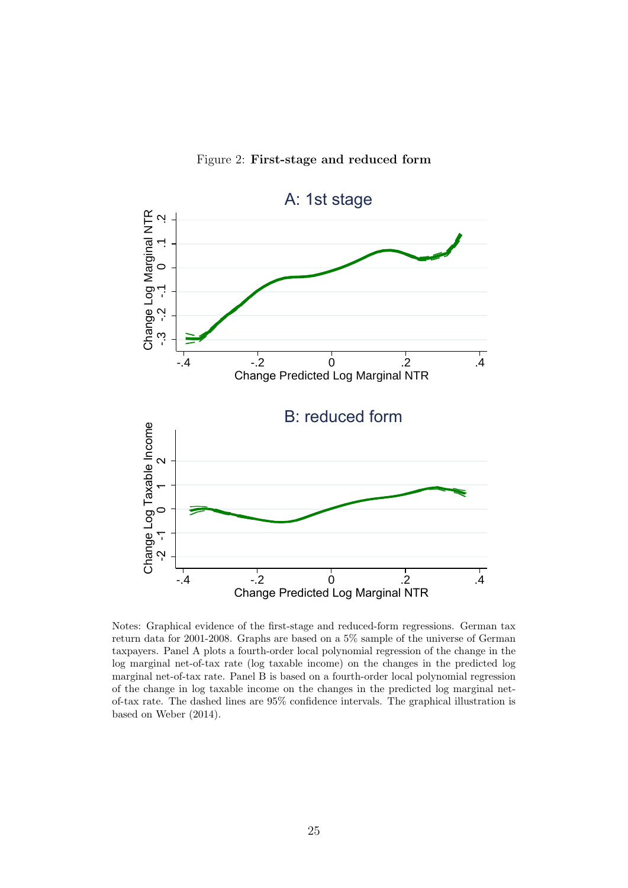Figure 2: **First-stage and reduced form**

Notes: Graphical evidence of the first-stage and reduced-form regressions. German tax return data for 2001-2008. Graphs are based on a 5% sample of the universe of German taxpayers. Panel A plots a fourth-order local polynomial regression of the change in the log marginal net-of-tax rate (log taxable income) on the changes in the predicted log marginal net-of-tax rate. Panel B is based on a fourth-order local polynomial regression of the change in log taxable income on the changes in the predicted log marginal net-of-tax rate. The dashed lines are 95% confidence intervals. The graphical illustration is based on Weber (2014).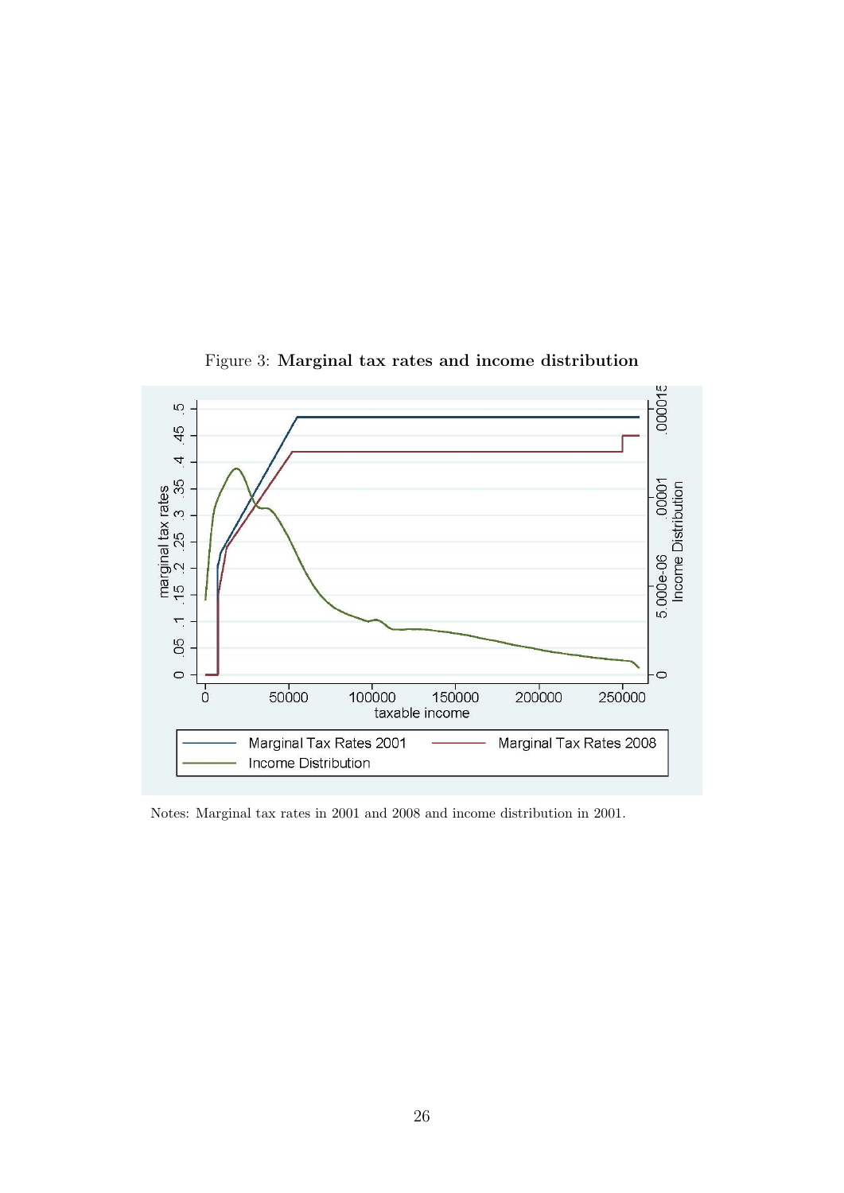Figure 3: **Marginal tax rates and income distribution**

marginal tax rates

0 .05 .1 .15 .2 .25 .3 .35 .4 .45 .5

Income Distribution

0 5.000e-06 .00001 .000015

0 50000 100000 150000 200000 250000

taxable income

Marginal Tax Rates 2001

Marginal Tax Rates 2008

Income Distribution

Notes: Marginal tax rates in 2001 and 2008 and income distribution in 2001.